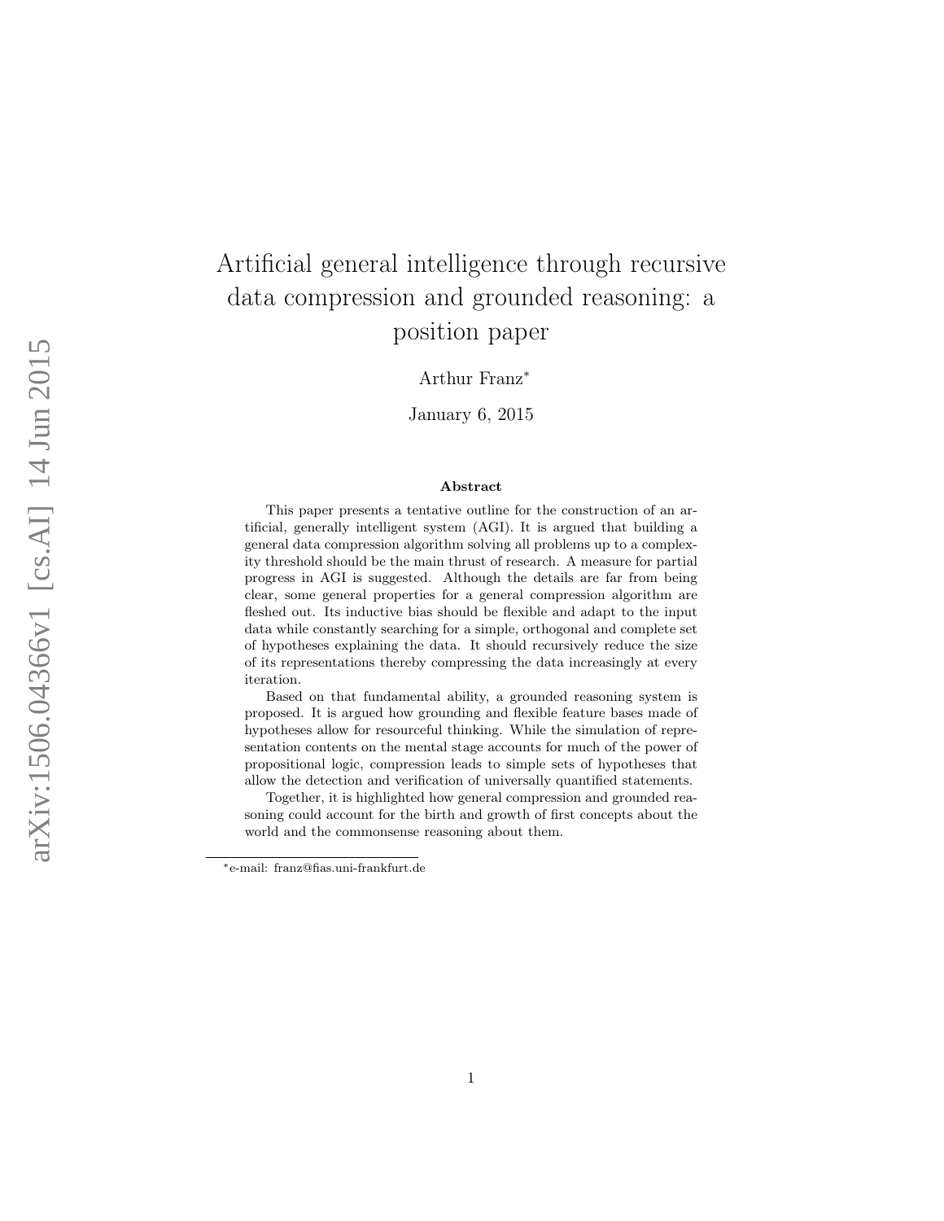# Artificial general intelligence through recursive data compression and grounded reasoning: a position paper

Arthur Franz*

January 6, 2015

## Abstract

This paper presents a tentative outline for the construction of an artificial, generally intelligent system (AGI). It is argued that building a general data compression algorithm solving all problems up to a complexity threshold should be the main thrust of research. A measure for partial progress in AGI is suggested. Although the details are far from being clear, some general properties for a general compression algorithm are fleshed out. Its inductive bias should be flexible and adapt to the input data while constantly searching for a simple, orthogonal and complete set of hypotheses explaining the data. It should recursively reduce the size of its representations thereby compressing the data increasingly at every iteration.

Based on that fundamental ability, a grounded reasoning system is proposed. It is argued how grounding and flexible feature bases made of hypotheses allow for resourceful thinking. While the simulation of representation contents on the mental stage accounts for much of the power of propositional logic, compression leads to simple sets of hypotheses that allow the detection and verification of universally quantified statements.

Together, it is highlighted how general compression and grounded reasoning could account for the birth and growth of first concepts about the world and the commonsense reasoning about them.

*e-mail: franz@fias.uni-frankfurt.de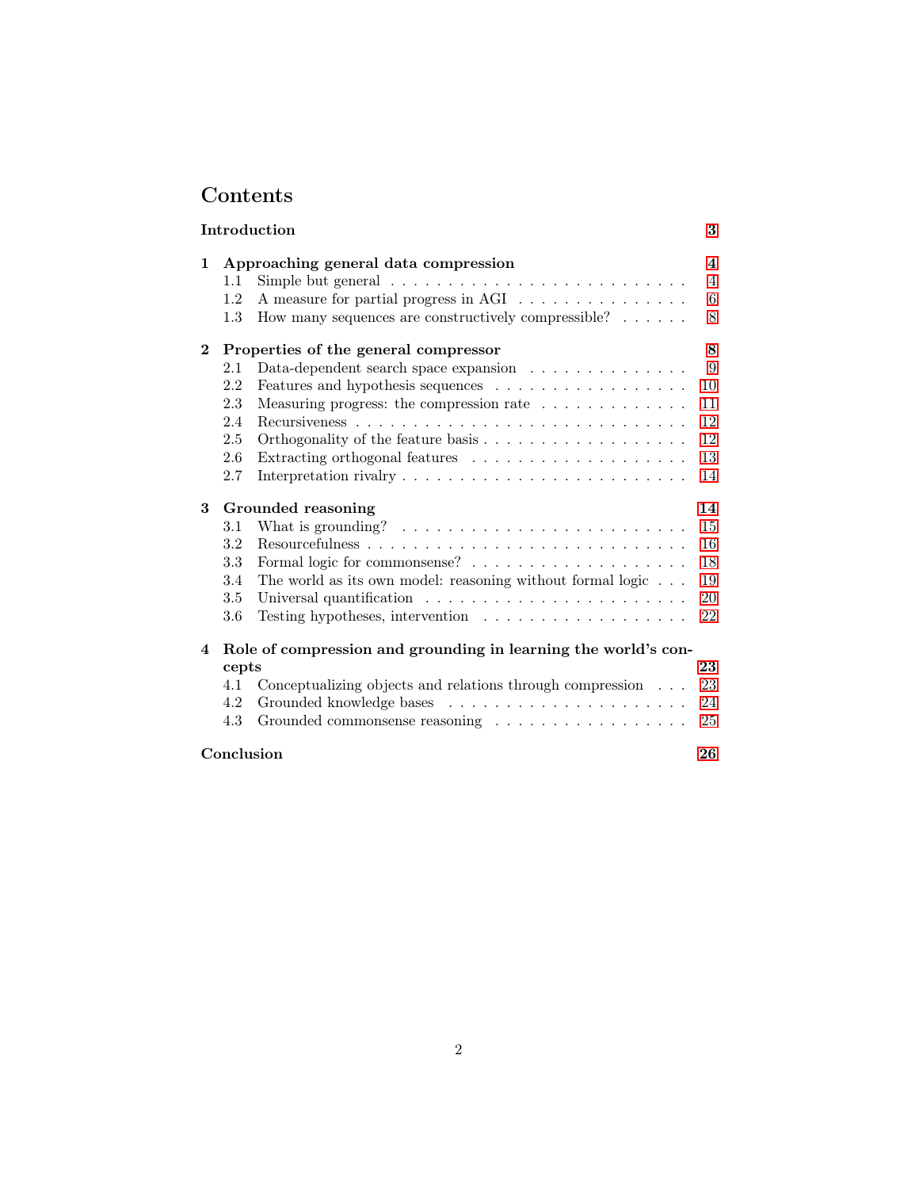# Contents

**Introduction** 3

**1 Approaching general data compression** 4
- 1.1 Simple but general 4
- 1.2 A measure for partial progress in AGI 6
- 1.3 How many sequences are constructively compressible? 8

**2 Properties of the general compressor** 8
- 2.1 Data-dependent search space expansion 9
- 2.2 Features and hypothesis sequences 10
- 2.3 Measuring progress: the compression rate 11
- 2.4 Recursiveness 12
- 2.5 Orthogonality of the feature basis 12
- 2.6 Extracting orthogonal features 13
- 2.7 Interpretation rivalry 14

**3 Grounded reasoning** 14
- 3.1 What is grounding? 15
- 3.2 Resourcefulness 16
- 3.3 Formal logic for commonsense? 18
- 3.4 The world as its own model: reasoning without formal logic 19
- 3.5 Universal quantification 20
- 3.6 Testing hypotheses, intervention 22

**4 Role of compression and grounding in learning the world's concepts** 23
- 4.1 Conceptualizing objects and relations through compression 23
- 4.2 Grounded knowledge bases 24
- 4.3 Grounded commonsense reasoning 25

**Conclusion** 26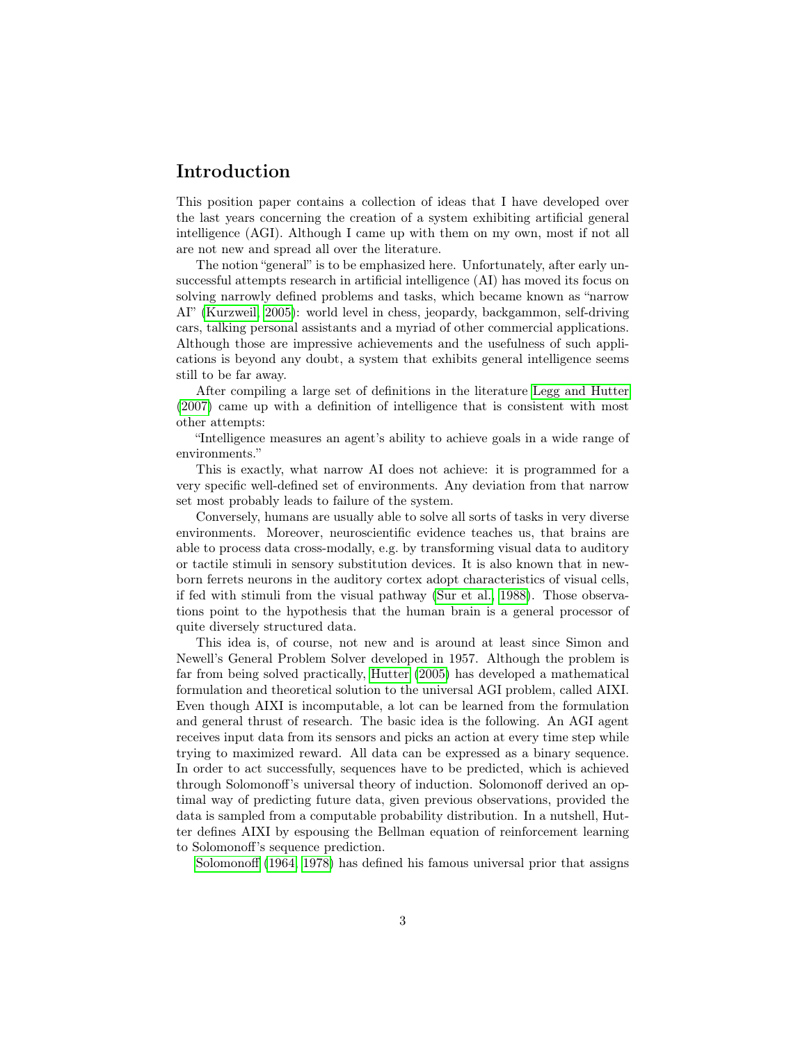# Introduction

This position paper contains a collection of ideas that I have developed over the last years concerning the creation of a system exhibiting artificial general intelligence (AGI). Although I came up with them on my own, most if not all are not new and spread all over the literature.

The notion "general" is to be emphasized here. Unfortunately, after early unsuccessful attempts research in artificial intelligence (AI) has moved its focus on solving narrowly defined problems and tasks, which became known as "narrow AI" (Kurzweil, 2005): world level in chess, jeopardy, backgammon, self-driving cars, talking personal assistants and a myriad of other commercial applications. Although those are impressive achievements and the usefulness of such applications is beyond any doubt, a system that exhibits general intelligence seems still to be far away.

After compiling a large set of definitions in the literature Legg and Hutter (2007) came up with a definition of intelligence that is consistent with most other attempts:

"Intelligence measures an agent's ability to achieve goals in a wide range of environments."

This is exactly, what narrow AI does not achieve: it is programmed for a very specific well-defined set of environments. Any deviation from that narrow set most probably leads to failure of the system.

Conversely, humans are usually able to solve all sorts of tasks in very diverse environments. Moreover, neuroscientific evidence teaches us, that brains are able to process data cross-modally, e.g. by transforming visual data to auditory or tactile stimuli in sensory substitution devices. It is also known that in newborn ferrets neurons in the auditory cortex adopt characteristics of visual cells, if fed with stimuli from the visual pathway (Sur et al., 1988). Those observations point to the hypothesis that the human brain is a general processor of quite diversely structured data.

This idea is, of course, not new and is around at least since Simon and Newell's General Problem Solver developed in 1957. Although the problem is far from being solved practically, Hutter (2005) has developed a mathematical formulation and theoretical solution to the universal AGI problem, called AIXI. Even though AIXI is incomputable, a lot can be learned from the formulation and general thrust of research. The basic idea is the following. An AGI agent receives input data from its sensors and picks an action at every time step while trying to maximized reward. All data can be expressed as a binary sequence. In order to act successfully, sequences have to be predicted, which is achieved through Solomonoff's universal theory of induction. Solomonoff derived an optimal way of predicting future data, given previous observations, provided the data is sampled from a computable probability distribution. In a nutshell, Hutter defines AIXI by espousing the Bellman equation of reinforcement learning to Solomonoff's sequence prediction.

Solomonoff (1964, 1978) has defined his famous universal prior that assigns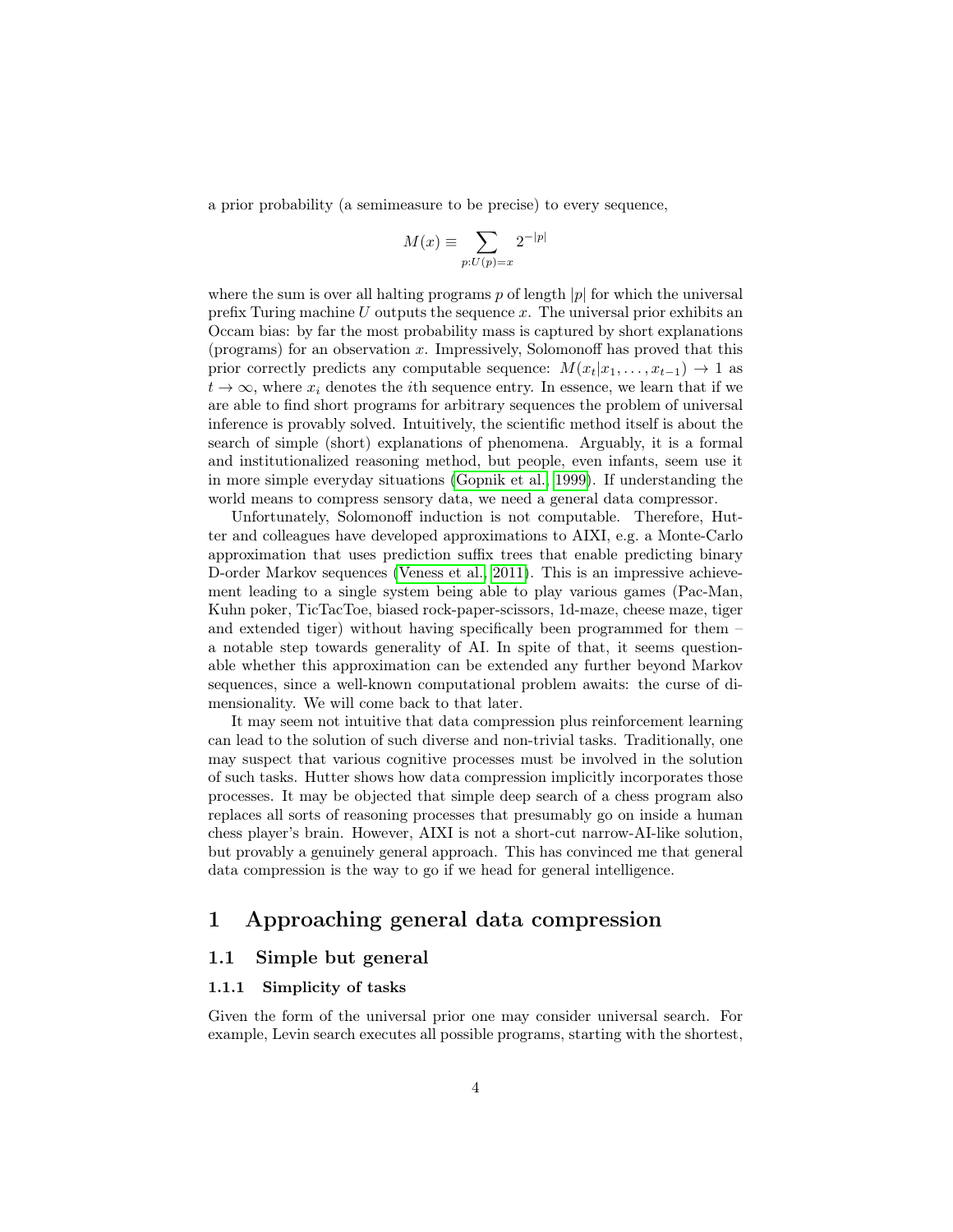a prior probability (a semimeasure to be precise) to every sequence,

$$M(x) \equiv \sum_{p:U(p)=x} 2^{-|p|}$$

where the sum is over all halting programs $p$ of length $|p|$ for which the universal prefix Turing machine $U$ outputs the sequence $x$. The universal prior exhibits an Occam bias: by far the most probability mass is captured by short explanations (programs) for an observation $x$. Impressively, Solomonoff has proved that this prior correctly predicts any computable sequence: $M(x_t|x_1, \ldots, x_{t-1}) \to 1$ as $t \to \infty$, where $x_i$ denotes the $i$th sequence entry. In essence, we learn that if we are able to find short programs for arbitrary sequences the problem of universal inference is provably solved. Intuitively, the scientific method itself is about the search of simple (short) explanations of phenomena. Arguably, it is a formal and institutionalized reasoning method, but people, even infants, seem use it in more simple everyday situations (Gopnik et al., 1999). If understanding the world means to compress sensory data, we need a general data compressor.

Unfortunately, Solomonoff induction is not computable. Therefore, Hutter and colleagues have developed approximations to AIXI, e.g. a Monte-Carlo approximation that uses prediction suffix trees that enable predicting binary D-order Markov sequences (Veness et al., 2011). This is an impressive achievement leading to a single system being able to play various games (Pac-Man, Kuhn poker, TicTacToe, biased rock-paper-scissors, 1d-maze, cheese maze, tiger and extended tiger) without having specifically been programmed for them – a notable step towards generality of AI. In spite of that, it seems questionable whether this approximation can be extended any further beyond Markov sequences, since a well-known computational problem awaits: the curse of dimensionality. We will come back to that later.

It may seem not intuitive that data compression plus reinforcement learning can lead to the solution of such diverse and non-trivial tasks. Traditionally, one may suspect that various cognitive processes must be involved in the solution of such tasks. Hutter shows how data compression implicitly incorporates those processes. It may be objected that simple deep search of a chess program also replaces all sorts of reasoning processes that presumably go on inside a human chess player's brain. However, AIXI is not a short-cut narrow-AI-like solution, but provably a genuinely general approach. This has convinced me that general data compression is the way to go if we head for general intelligence.

# 1 Approaching general data compression

## 1.1 Simple but general

### 1.1.1 Simplicity of tasks

Given the form of the universal prior one may consider universal search. For example, Levin search executes all possible programs, starting with the shortest,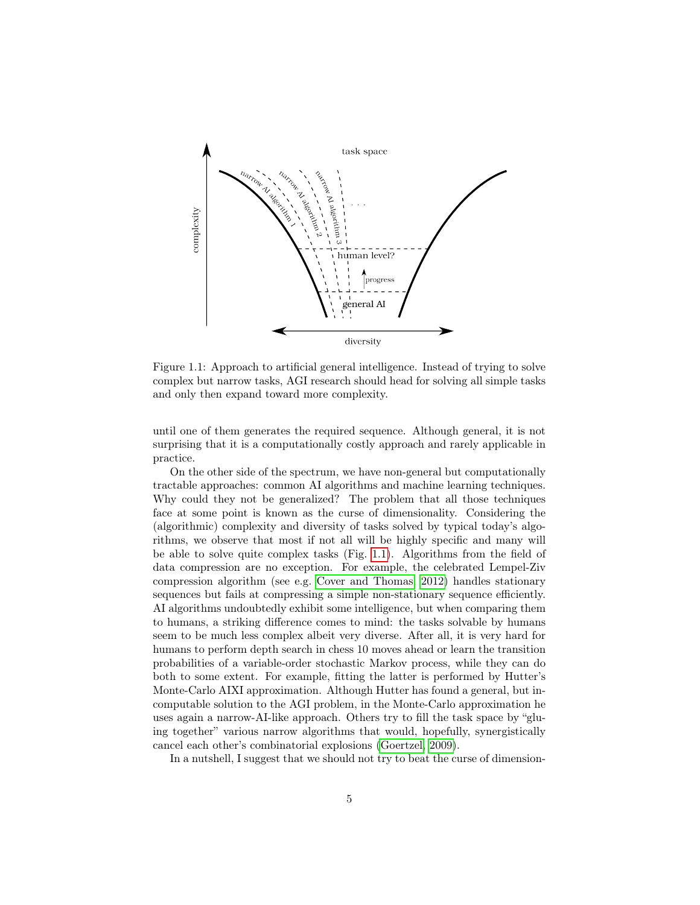Figure 1.1: Approach to artificial general intelligence. Instead of trying to solve complex but narrow tasks, AGI research should head for solving all simple tasks and only then expand toward more complexity.

until one of them generates the required sequence. Although general, it is not surprising that it is a computationally costly approach and rarely applicable in practice.

On the other side of the spectrum, we have non-general but computationally tractable approaches: common AI algorithms and machine learning techniques. Why could they not be generalized? The problem that all those techniques face at some point is known as the curse of dimensionality. Considering the (algorithmic) complexity and diversity of tasks solved by typical today's algorithms, we observe that most if not all will be highly specific and many will be able to solve quite complex tasks (Fig. 1.1). Algorithms from the field of data compression are no exception. For example, the celebrated Lempel-Ziv compression algorithm (see e.g. Cover and Thomas, 2012) handles stationary sequences but fails at compressing a simple non-stationary sequence efficiently. AI algorithms undoubtedly exhibit some intelligence, but when comparing them to humans, a striking difference comes to mind: the tasks solvable by humans seem to be much less complex albeit very diverse. After all, it is very hard for humans to perform depth search in chess 10 moves ahead or learn the transition probabilities of a variable-order stochastic Markov process, while they can do both to some extent. For example, fitting the latter is performed by Hutter's Monte-Carlo AIXI approximation. Although Hutter has found a general, but incomputable solution to the AGI problem, in the Monte-Carlo approximation he uses again a narrow-AI-like approach. Others try to fill the task space by "gluing together" various narrow algorithms that would, hopefully, synergistically cancel each other's combinatorial explosions (Goertzel, 2009).

In a nutshell, I suggest that we should not try to beat the curse of dimension-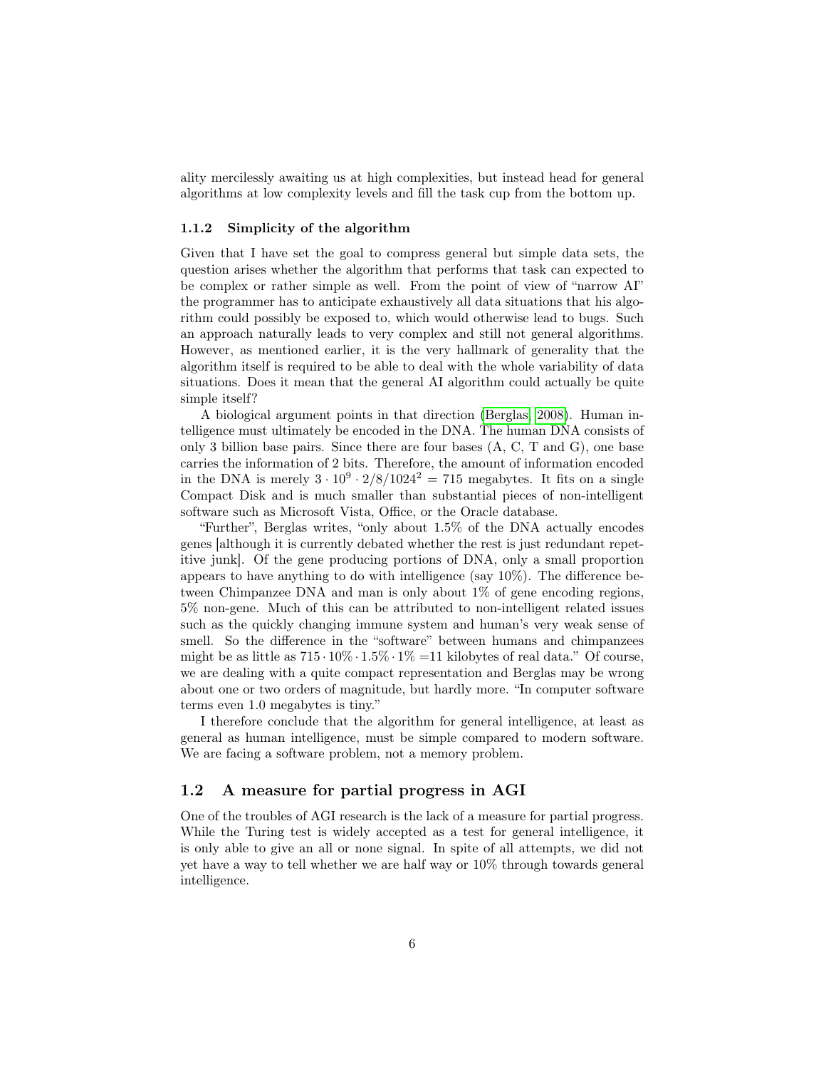ality mercilessly awaiting us at high complexities, but instead head for general algorithms at low complexity levels and fill the task cup from the bottom up.

### 1.1.2 Simplicity of the algorithm

Given that I have set the goal to compress general but simple data sets, the question arises whether the algorithm that performs that task can expected to be complex or rather simple as well. From the point of view of "narrow AI" the programmer has to anticipate exhaustively all data situations that his algorithm could possibly be exposed to, which would otherwise lead to bugs. Such an approach naturally leads to very complex and still not general algorithms. However, as mentioned earlier, it is the very hallmark of generality that the algorithm itself is required to be able to deal with the whole variability of data situations. Does it mean that the general AI algorithm could actually be quite simple itself?

A biological argument points in that direction (Berglas, 2008). Human intelligence must ultimately be encoded in the DNA. The human DNA consists of only 3 billion base pairs. Since there are four bases (A, C, T and G), one base carries the information of 2 bits. Therefore, the amount of information encoded in the DNA is merely $3 \cdot 10^9 \cdot 2/8/1024^2 = 715$ megabytes. It fits on a single Compact Disk and is much smaller than substantial pieces of non-intelligent software such as Microsoft Vista, Office, or the Oracle database.

"Further", Berglas writes, "only about 1.5% of the DNA actually encodes genes [although it is currently debated whether the rest is just redundant repetitive junk]. Of the gene producing portions of DNA, only a small proportion appears to have anything to do with intelligence (say 10%). The difference between Chimpanzee DNA and man is only about 1% of gene encoding regions, 5% non-gene. Much of this can be attributed to non-intelligent related issues such as the quickly changing immune system and human's very weak sense of smell. So the difference in the "software" between humans and chimpanzees might be as little as $715 \cdot 10\% \cdot 1.5\% \cdot 1\% = 11$ kilobytes of real data." Of course, we are dealing with a quite compact representation and Berglas may be wrong about one or two orders of magnitude, but hardly more. "In computer software terms even 1.0 megabytes is tiny."

I therefore conclude that the algorithm for general intelligence, at least as general as human intelligence, must be simple compared to modern software. We are facing a software problem, not a memory problem.

## 1.2 A measure for partial progress in AGI

One of the troubles of AGI research is the lack of a measure for partial progress. While the Turing test is widely accepted as a test for general intelligence, it is only able to give an all or none signal. In spite of all attempts, we did not yet have a way to tell whether we are half way or 10% through towards general intelligence.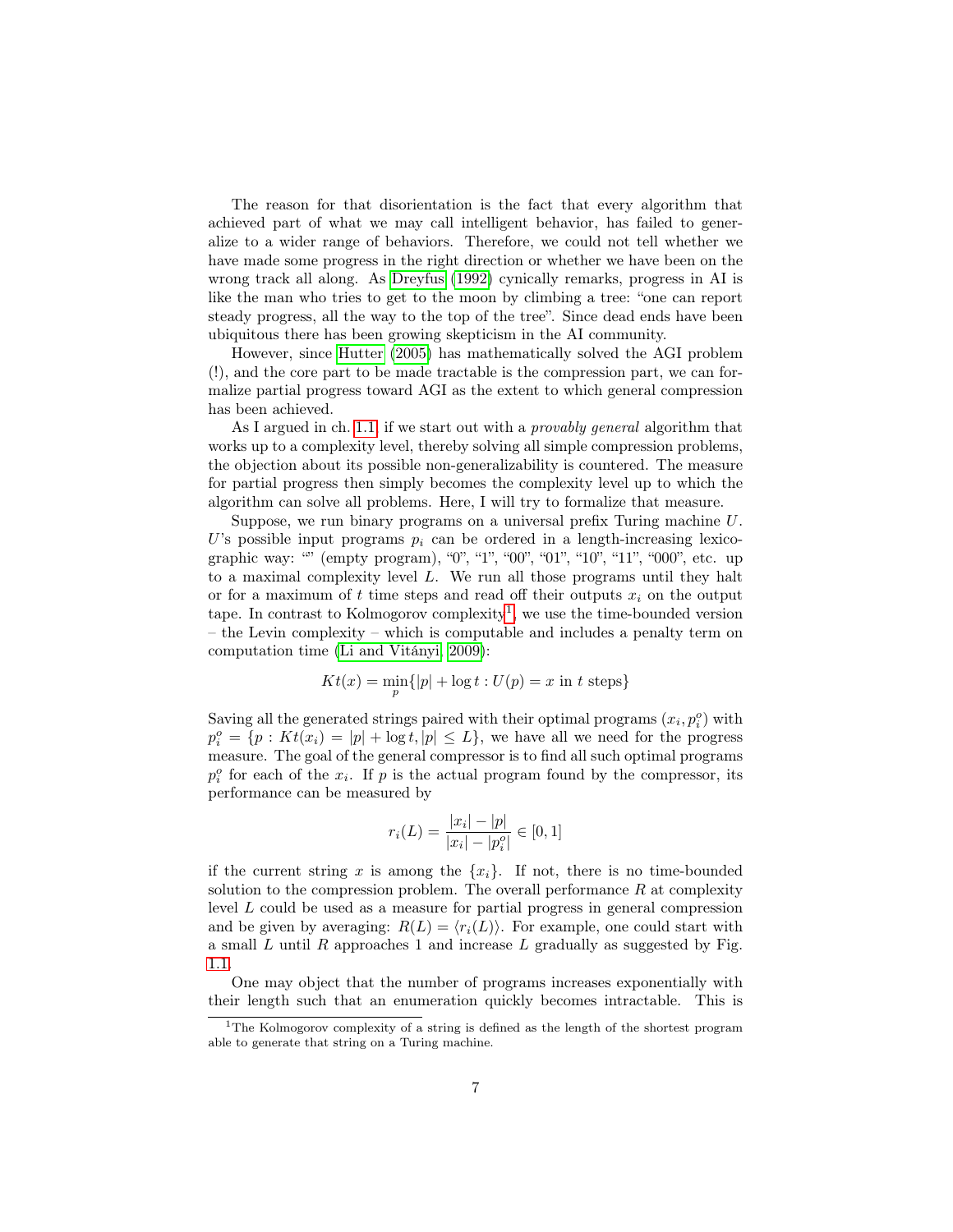The reason for that disorientation is the fact that every algorithm that achieved part of what we may call intelligent behavior, has failed to generalize to a wider range of behaviors. Therefore, we could not tell whether we have made some progress in the right direction or whether we have been on the wrong track all along. As Dreyfus (1992) cynically remarks, progress in AI is like the man who tries to get to the moon by climbing a tree: "one can report steady progress, all the way to the top of the tree". Since dead ends have been ubiquitous there has been growing skepticism in the AI community.

However, since Hutter (2005) has mathematically solved the AGI problem (!), and the core part to be made tractable is the compression part, we can formalize partial progress toward AGI as the extent to which general compression has been achieved.

As I argued in ch. 1.1, if we start out with a *provably general* algorithm that works up to a complexity level, thereby solving all simple compression problems, the objection about its possible non-generalizability is countered. The measure for partial progress then simply becomes the complexity level up to which the algorithm can solve all problems. Here, I will try to formalize that measure.

Suppose, we run binary programs on a universal prefix Turing machine $U$. $U$'s possible input programs $p_i$ can be ordered in a length-increasing lexicographic way: "" (empty program), "0", "1", "00", "01", "10", "11", "000", etc. up to a maximal complexity level $L$. We run all those programs until they halt or for a maximum of $t$ time steps and read off their outputs $x_i$ on the output tape. In contrast to Kolmogorov complexity[1], we use the time-bounded version – the Levin complexity – which is computable and includes a penalty term on computation time (Li and Vitányi, 2009):

$$Kt(x) = \min_p \{|p| + \log t : U(p) = x \text{ in } t \text{ steps}\}$$

Saving all the generated strings paired with their optimal programs $(x_i, p_i^o)$ with $p_i^o = \{p : Kt(x_i) = |p| + \log t, |p| \leq L\}$, we have all we need for the progress measure. The goal of the general compressor is to find all such optimal programs $p_i^o$ for each of the $x_i$. If $p$ is the actual program found by the compressor, its performance can be measured by

$$r_i(L) = \frac{|x_i| - |p|}{|x_i| - |p_i^o|} \in [0, 1]$$

if the current string $x$ is among the $\{x_i\}$. If not, there is no time-bounded solution to the compression problem. The overall performance $R$ at complexity level $L$ could be used as a measure for partial progress in general compression and be given by averaging: $R(L) = \langle r_i(L) \rangle$. For example, one could start with a small $L$ until $R$ approaches 1 and increase $L$ gradually as suggested by Fig. 1.1.

One may object that the number of programs increases exponentially with their length such that an enumeration quickly becomes intractable. This is

[1] The Kolmogorov complexity of a string is defined as the length of the shortest program able to generate that string on a Turing machine.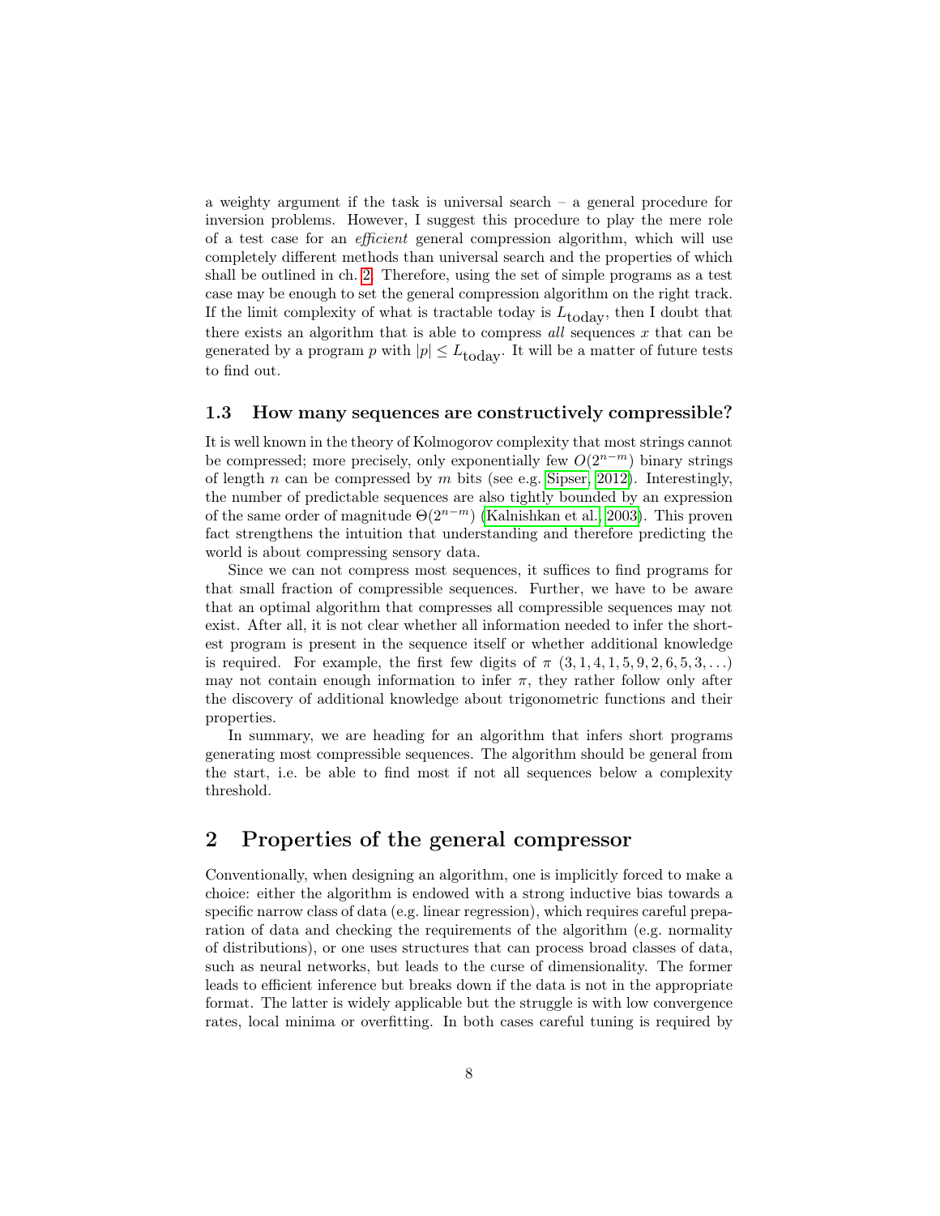a weighty argument if the task is universal search – a general procedure for inversion problems. However, I suggest this procedure to play the mere role of a test case for an *efficient* general compression algorithm, which will use completely different methods than universal search and the properties of which shall be outlined in ch. 2. Therefore, using the set of simple programs as a test case may be enough to set the general compression algorithm on the right track. If the limit complexity of what is tractable today is $L_{\text{today}}$, then I doubt that there exists an algorithm that is able to compress *all* sequences $x$ that can be generated by a program $p$ with $|p| \leq L_{\text{today}}$. It will be a matter of future tests to find out.

### 1.3 How many sequences are constructively compressible?

It is well known in the theory of Kolmogorov complexity that most strings cannot be compressed; more precisely, only exponentially few $O(2^{n-m})$ binary strings of length $n$ can be compressed by $m$ bits (see e.g. Sipser, 2012). Interestingly, the number of predictable sequences are also tightly bounded by an expression of the same order of magnitude $\Theta(2^{n-m})$ (Kalnishkan et al., 2003). This proven fact strengthens the intuition that understanding and therefore predicting the world is about compressing sensory data.

Since we can not compress most sequences, it suffices to find programs for that small fraction of compressible sequences. Further, we have to be aware that an optimal algorithm that compresses all compressible sequences may not exist. After all, it is not clear whether all information needed to infer the shortest program is present in the sequence itself or whether additional knowledge is required. For example, the first few digits of $\pi$ $(3, 1, 4, 1, 5, 9, 2, 6, 5, 3, \ldots)$ may not contain enough information to infer $\pi$, they rather follow only after the discovery of additional knowledge about trigonometric functions and their properties.

In summary, we are heading for an algorithm that infers short programs generating most compressible sequences. The algorithm should be general from the start, i.e. be able to find most if not all sequences below a complexity threshold.

## 2 Properties of the general compressor

Conventionally, when designing an algorithm, one is implicitly forced to make a choice: either the algorithm is endowed with a strong inductive bias towards a specific narrow class of data (e.g. linear regression), which requires careful preparation of data and checking the requirements of the algorithm (e.g. normality of distributions), or one uses structures that can process broad classes of data, such as neural networks, but leads to the curse of dimensionality. The former leads to efficient inference but breaks down if the data is not in the appropriate format. The latter is widely applicable but the struggle is with low convergence rates, local minima or overfitting. In both cases careful tuning is required by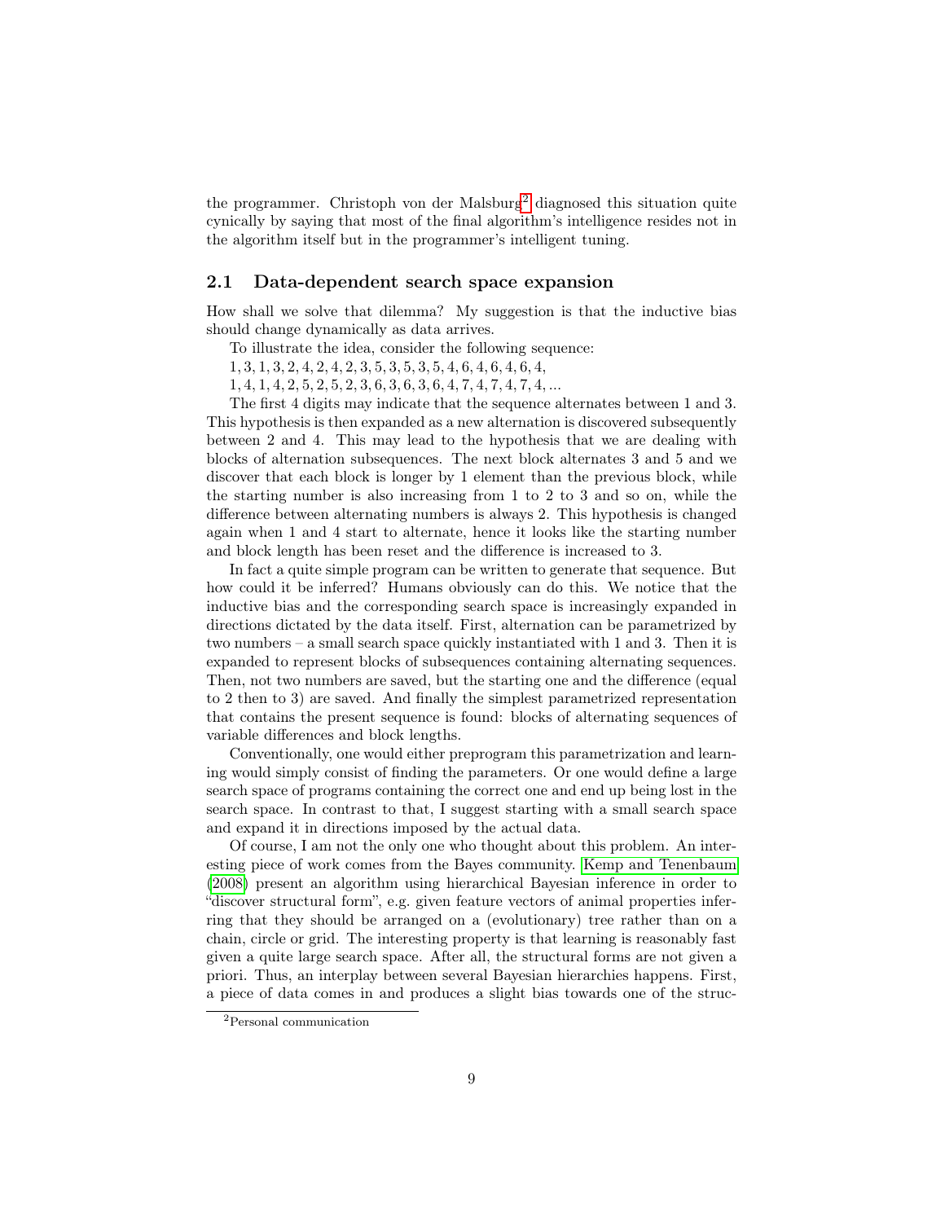the programmer. Christoph von der Malsburg[2] diagnosed this situation quite cynically by saying that most of the final algorithm's intelligence resides not in the algorithm itself but in the programmer's intelligent tuning.

## 2.1 Data-dependent search space expansion

How shall we solve that dilemma? My suggestion is that the inductive bias should change dynamically as data arrives.

To illustrate the idea, consider the following sequence:

1, 3, 1, 3, 2, 4, 2, 4, 2, 3, 5, 3, 5, 3, 5, 4, 6, 4, 6, 4, 6, 4,
1, 4, 1, 4, 2, 5, 2, 5, 2, 3, 6, 3, 6, 3, 6, 4, 7, 4, 7, 4, 7, 4, ...

The first 4 digits may indicate that the sequence alternates between 1 and 3. This hypothesis is then expanded as a new alternation is discovered subsequently between 2 and 4. This may lead to the hypothesis that we are dealing with blocks of alternation subsequences. The next block alternates 3 and 5 and we discover that each block is longer by 1 element than the previous block, while the starting number is also increasing from 1 to 2 to 3 and so on, while the difference between alternating numbers is always 2. This hypothesis is changed again when 1 and 4 start to alternate, hence it looks like the starting number and block length has been reset and the difference is increased to 3.

In fact a quite simple program can be written to generate that sequence. But how could it be inferred? Humans obviously can do this. We notice that the inductive bias and the corresponding search space is increasingly expanded in directions dictated by the data itself. First, alternation can be parametrized by two numbers – a small search space quickly instantiated with 1 and 3. Then it is expanded to represent blocks of subsequences containing alternating sequences. Then, not two numbers are saved, but the starting one and the difference (equal to 2 then to 3) are saved. And finally the simplest parametrized representation that contains the present sequence is found: blocks of alternating sequences of variable differences and block lengths.

Conventionally, one would either preprogram this parametrization and learning would simply consist of finding the parameters. Or one would define a large search space of programs containing the correct one and end up being lost in the search space. In contrast to that, I suggest starting with a small search space and expand it in directions imposed by the actual data.

Of course, I am not the only one who thought about this problem. An interesting piece of work comes from the Bayes community. Kemp and Tenenbaum (2008) present an algorithm using hierarchical Bayesian inference in order to "discover structural form", e.g. given feature vectors of animal properties inferring that they should be arranged on a (evolutionary) tree rather than on a chain, circle or grid. The interesting property is that learning is reasonably fast given a quite large search space. After all, the structural forms are not given a priori. Thus, an interplay between several Bayesian hierarchies happens. First, a piece of data comes in and produces a slight bias towards one of the struc-

[2] Personal communication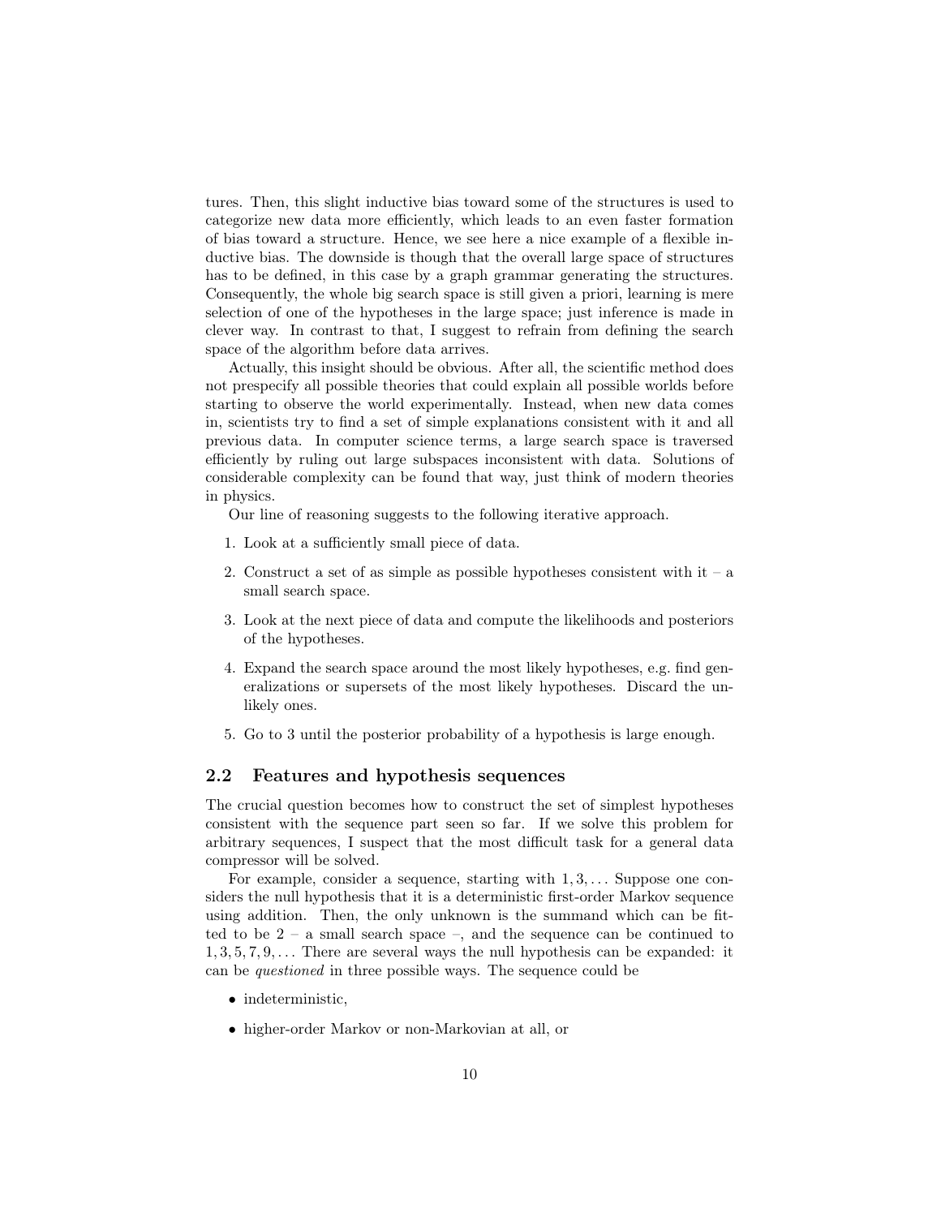tures. Then, this slight inductive bias toward some of the structures is used to categorize new data more efficiently, which leads to an even faster formation of bias toward a structure. Hence, we see here a nice example of a flexible inductive bias. The downside is though that the overall large space of structures has to be defined, in this case by a graph grammar generating the structures. Consequently, the whole big search space is still given a priori, learning is mere selection of one of the hypotheses in the large space; just inference is made in clever way. In contrast to that, I suggest to refrain from defining the search space of the algorithm before data arrives.

Actually, this insight should be obvious. After all, the scientific method does not prespecify all possible theories that could explain all possible worlds before starting to observe the world experimentally. Instead, when new data comes in, scientists try to find a set of simple explanations consistent with it and all previous data. In computer science terms, a large search space is traversed efficiently by ruling out large subspaces inconsistent with data. Solutions of considerable complexity can be found that way, just think of modern theories in physics.

Our line of reasoning suggests to the following iterative approach.

1. Look at a sufficiently small piece of data.
2. Construct a set of as simple as possible hypotheses consistent with it – a small search space.
3. Look at the next piece of data and compute the likelihoods and posteriors of the hypotheses.
4. Expand the search space around the most likely hypotheses, e.g. find generalizations or supersets of the most likely hypotheses. Discard the unlikely ones.
5. Go to 3 until the posterior probability of a hypothesis is large enough.

## 2.2 Features and hypothesis sequences

The crucial question becomes how to construct the set of simplest hypotheses consistent with the sequence part seen so far. If we solve this problem for arbitrary sequences, I suspect that the most difficult task for a general data compressor will be solved.

For example, consider a sequence, starting with $1, 3, \ldots$ Suppose one considers the null hypothesis that it is a deterministic first-order Markov sequence using addition. Then, the only unknown is the summand which can be fitted to be 2 – a small search space –, and the sequence can be continued to $1, 3, 5, 7, 9, \ldots$ There are several ways the null hypothesis can be expanded: it can be *questioned* in three possible ways. The sequence could be

- indeterministic,
- higher-order Markov or non-Markovian at all, or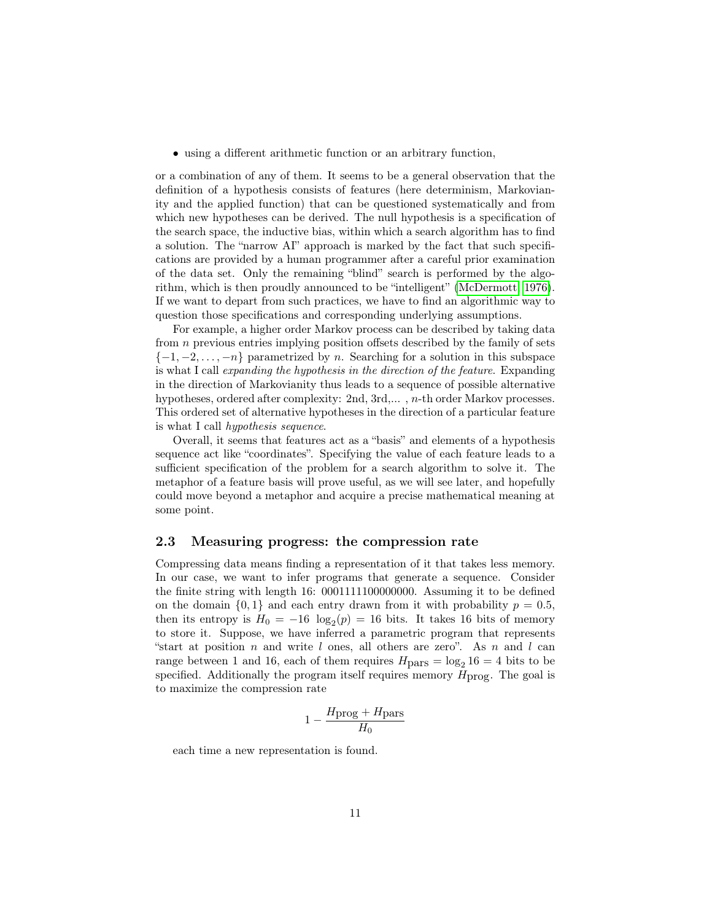- using a different arithmetic function or an arbitrary function,

or a combination of any of them. It seems to be a general observation that the definition of a hypothesis consists of features (here determinism, Markovianity and the applied function) that can be questioned systematically and from which new hypotheses can be derived. The null hypothesis is a specification of the search space, the inductive bias, within which a search algorithm has to find a solution. The "narrow AI" approach is marked by the fact that such specifications are provided by a human programmer after a careful prior examination of the data set. Only the remaining "blind" search is performed by the algorithm, which is then proudly announced to be "intelligent" (McDermott, 1976). If we want to depart from such practices, we have to find an algorithmic way to question those specifications and corresponding underlying assumptions.

For example, a higher order Markov process can be described by taking data from $n$ previous entries implying position offsets described by the family of sets $\{-1, -2, \ldots, -n\}$ parametrized by $n$. Searching for a solution in this subspace is what I call *expanding the hypothesis in the direction of the feature*. Expanding in the direction of Markovianity thus leads to a sequence of possible alternative hypotheses, ordered after complexity: 2nd, 3rd,... , $n$-th order Markov processes. This ordered set of alternative hypotheses in the direction of a particular feature is what I call *hypothesis sequence*.

Overall, it seems that features act as a "basis" and elements of a hypothesis sequence act like "coordinates". Specifying the value of each feature leads to a sufficient specification of the problem for a search algorithm to solve it. The metaphor of a feature basis will prove useful, as we will see later, and hopefully could move beyond a metaphor and acquire a precise mathematical meaning at some point.

### 2.3 Measuring progress: the compression rate

Compressing data means finding a representation of it that takes less memory. In our case, we want to infer programs that generate a sequence. Consider the finite string with length 16: 0001111100000000. Assuming it to be defined on the domain $\{0, 1\}$ and each entry drawn from it with probability $p = 0.5$, then its entropy is $H_0 = -16 \ \log_2(p) = 16$ bits. It takes 16 bits of memory to store it. Suppose, we have inferred a parametric program that represents "start at position $n$ and write $l$ ones, all others are zero". As $n$ and $l$ can range between 1 and 16, each of them requires $H_{\text{pars}} = \log_2 16 = 4$ bits to be specified. Additionally the program itself requires memory $H_{\text{prog}}$. The goal is to maximize the compression rate

$$1 - \frac{H_{\text{prog}} + H_{\text{pars}}}{H_0}$$

each time a new representation is found.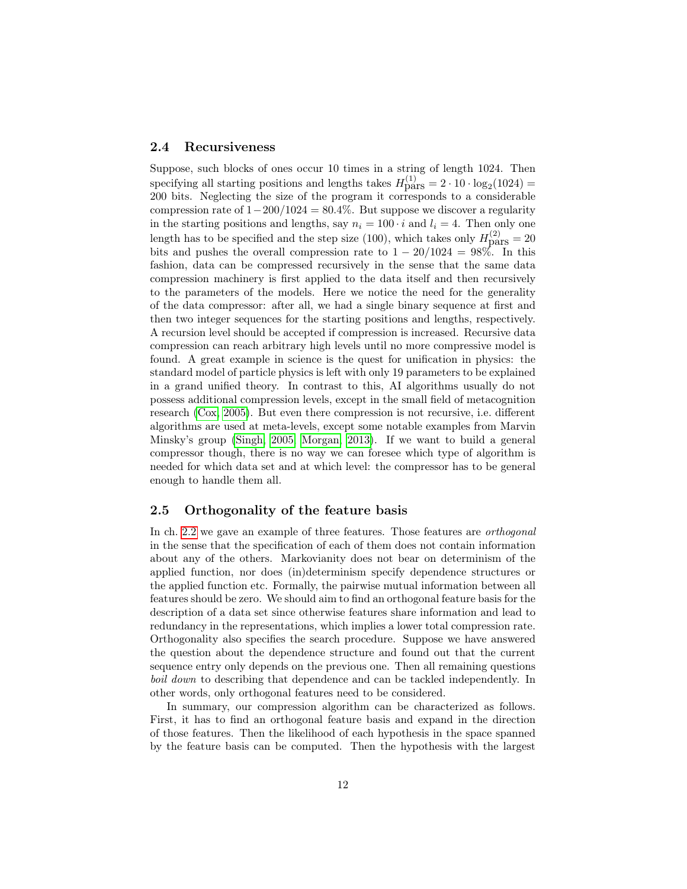### 2.4 Recursiveness

Suppose, such blocks of ones occur 10 times in a string of length 1024. Then specifying all starting positions and lengths takes $H^{(1)}_{\text{pars}} = 2 \cdot 10 \cdot \log_2(1024) = 200$ bits. Neglecting the size of the program it corresponds to a considerable compression rate of $1 - 200/1024 = 80.4\%$. But suppose we discover a regularity in the starting positions and lengths, say $n_i = 100 \cdot i$ and $l_i = 4$. Then only one length has to be specified and the step size (100), which takes only $H^{(2)}_{\text{pars}} = 20$ bits and pushes the overall compression rate to $1 - 20/1024 = 98\%$. In this fashion, data can be compressed recursively in the sense that the same data compression machinery is first applied to the data itself and then recursively to the parameters of the models. Here we notice the need for the generality of the data compressor: after all, we had a single binary sequence at first and then two integer sequences for the starting positions and lengths, respectively. A recursion level should be accepted if compression is increased. Recursive data compression can reach arbitrary high levels until no more compressive model is found. A great example in science is the quest for unification in physics: the standard model of particle physics is left with only 19 parameters to be explained in a grand unified theory. In contrast to this, AI algorithms usually do not possess additional compression levels, except in the small field of metacognition research (Cox, 2005). But even there compression is not recursive, i.e. different algorithms are used at meta-levels, except some notable examples from Marvin Minsky's group (Singh, 2005; Morgan, 2013). If we want to build a general compressor though, there is no way we can foresee which type of algorithm is needed for which data set and at which level: the compressor has to be general enough to handle them all.

### 2.5 Orthogonality of the feature basis

In ch. 2.2 we gave an example of three features. Those features are *orthogonal* in the sense that the specification of each of them does not contain information about any of the others. Markovianity does not bear on determinism of the applied function, nor does (in)determinism specify dependence structures or the applied function etc. Formally, the pairwise mutual information between all features should be zero. We should aim to find an orthogonal feature basis for the description of a data set since otherwise features share information and lead to redundancy in the representations, which implies a lower total compression rate. Orthogonality also specifies the search procedure. Suppose we have answered the question about the dependence structure and found out that the current sequence entry only depends on the previous one. Then all remaining questions *boil down* to describing that dependence and can be tackled independently. In other words, only orthogonal features need to be considered.

In summary, our compression algorithm can be characterized as follows. First, it has to find an orthogonal feature basis and expand in the direction of those features. Then the likelihood of each hypothesis in the space spanned by the feature basis can be computed. Then the hypothesis with the largest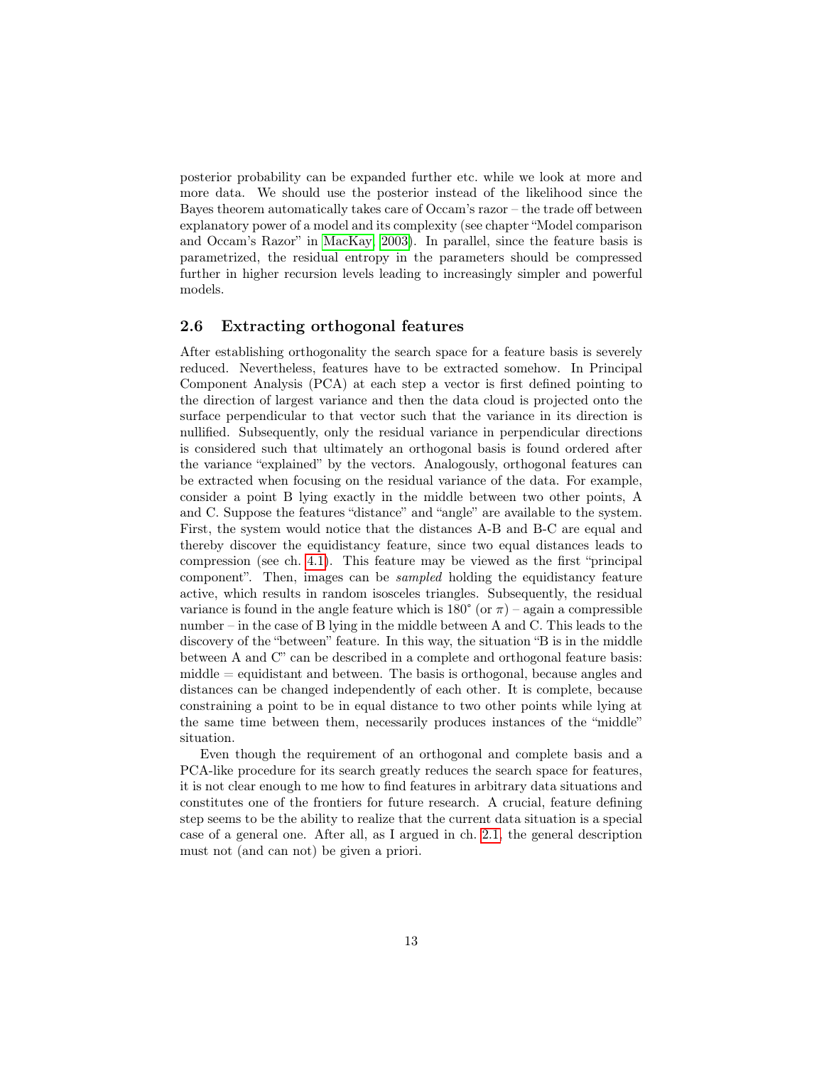posterior probability can be expanded further etc. while we look at more and more data. We should use the posterior instead of the likelihood since the Bayes theorem automatically takes care of Occam's razor – the trade off between explanatory power of a model and its complexity (see chapter "Model comparison and Occam's Razor" in MacKay 2003). In parallel, since the feature basis is parametrized, the residual entropy in the parameters should be compressed further in higher recursion levels leading to increasingly simpler and powerful models.

## 2.6 Extracting orthogonal features

After establishing orthogonality the search space for a feature basis is severely reduced. Nevertheless, features have to be extracted somehow. In Principal Component Analysis (PCA) at each step a vector is first defined pointing to the direction of largest variance and then the data cloud is projected onto the surface perpendicular to that vector such that the variance in its direction is nullified. Subsequently, only the residual variance in perpendicular directions is considered such that ultimately an orthogonal basis is found ordered after the variance "explained" by the vectors. Analogously, orthogonal features can be extracted when focusing on the residual variance of the data. For example, consider a point B lying exactly in the middle between two other points, A and C. Suppose the features "distance" and "angle" are available to the system. First, the system would notice that the distances A-B and B-C are equal and thereby discover the equidistancy feature, since two equal distances leads to compression (see ch. 4.1). This feature may be viewed as the first "principal component". Then, images can be *sampled* holding the equidistancy feature active, which results in random isosceles triangles. Subsequently, the residual variance is found in the angle feature which is 180° (or $\pi$) – again a compressible number – in the case of B lying in the middle between A and C. This leads to the discovery of the "between" feature. In this way, the situation "B is in the middle between A and C" can be described in a complete and orthogonal feature basis: middle = equidistant and between. The basis is orthogonal, because angles and distances can be changed independently of each other. It is complete, because constraining a point to be in equal distance to two other points while lying at the same time between them, necessarily produces instances of the "middle" situation.

Even though the requirement of an orthogonal and complete basis and a PCA-like procedure for its search greatly reduces the search space for features, it is not clear enough to me how to find features in arbitrary data situations and constitutes one of the frontiers for future research. A crucial, feature defining step seems to be the ability to realize that the current data situation is a special case of a general one. After all, as I argued in ch. 2.1, the general description must not (and can not) be given a priori.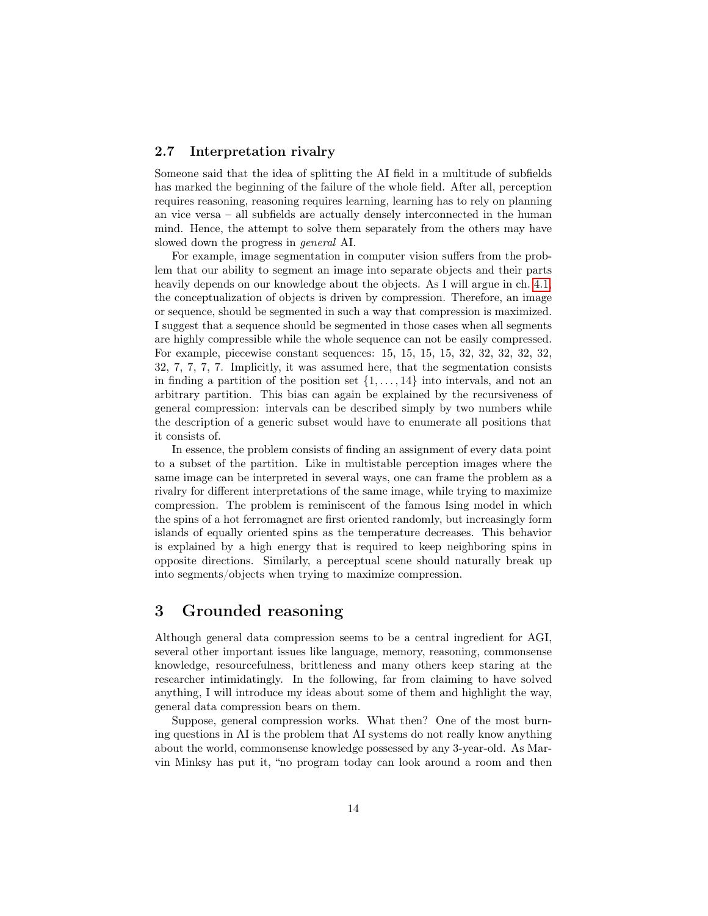### 2.7 Interpretation rivalry

Someone said that the idea of splitting the AI field in a multitude of subfields has marked the beginning of the failure of the whole field. After all, perception requires reasoning, reasoning requires learning, learning has to rely on planning an vice versa – all subfields are actually densely interconnected in the human mind. Hence, the attempt to solve them separately from the others may have slowed down the progress in *general* AI.

For example, image segmentation in computer vision suffers from the problem that our ability to segment an image into separate objects and their parts heavily depends on our knowledge about the objects. As I will argue in ch. 4.1, the conceptualization of objects is driven by compression. Therefore, an image or sequence, should be segmented in such a way that compression is maximized. I suggest that a sequence should be segmented in those cases when all segments are highly compressible while the whole sequence can not be easily compressed. For example, piecewise constant sequences: 15, 15, 15, 15, 32, 32, 32, 32, 32, 32, 7, 7, 7, 7. Implicitly, it was assumed here, that the segmentation consists in finding a partition of the position set $\{1, \ldots, 14\}$ into intervals, and not an arbitrary partition. This bias can again be explained by the recursiveness of general compression: intervals can be described simply by two numbers while the description of a generic subset would have to enumerate all positions that it consists of.

In essence, the problem consists of finding an assignment of every data point to a subset of the partition. Like in multistable perception images where the same image can be interpreted in several ways, one can frame the problem as a rivalry for different interpretations of the same image, while trying to maximize compression. The problem is reminiscent of the famous Ising model in which the spins of a hot ferromagnet are first oriented randomly, but increasingly form islands of equally oriented spins as the temperature decreases. This behavior is explained by a high energy that is required to keep neighboring spins in opposite directions. Similarly, a perceptual scene should naturally break up into segments/objects when trying to maximize compression.

# 3 Grounded reasoning

Although general data compression seems to be a central ingredient for AGI, several other important issues like language, memory, reasoning, commonsense knowledge, resourcefulness, brittleness and many others keep staring at the researcher intimidatingly. In the following, far from claiming to have solved anything, I will introduce my ideas about some of them and highlight the way, general data compression bears on them.

Suppose, general compression works. What then? One of the most burning questions in AI is the problem that AI systems do not really know anything about the world, commonsense knowledge possessed by any 3-year-old. As Marvin Minksy has put it, "no program today can look around a room and then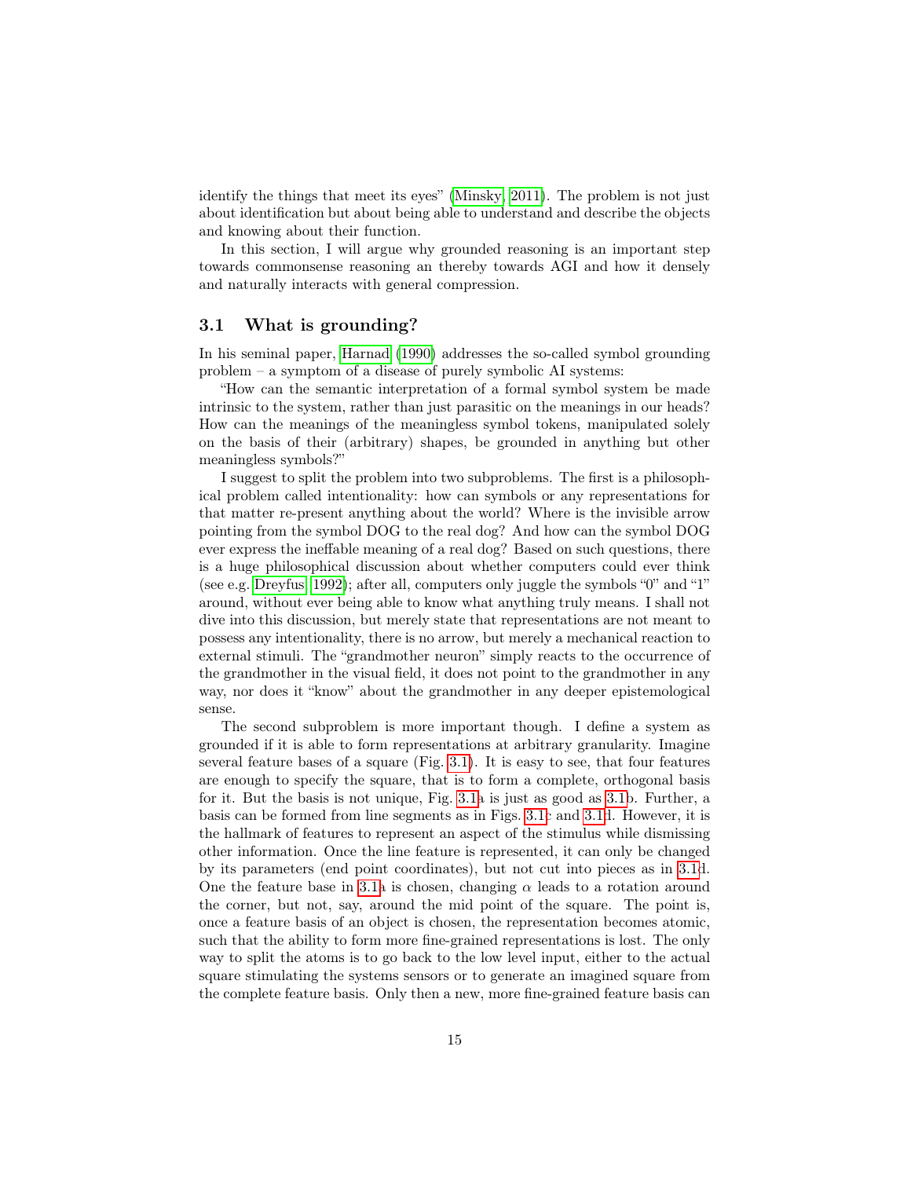identify the things that meet its eyes" (Minsky, 2011). The problem is not just about identification but about being able to understand and describe the objects and knowing about their function.

In this section, I will argue why grounded reasoning is an important step towards commonsense reasoning an thereby towards AGI and how it densely and naturally interacts with general compression.

## 3.1 What is grounding?

In his seminal paper, Harnad (1990) addresses the so-called symbol grounding problem – a symptom of a disease of purely symbolic AI systems:

"How can the semantic interpretation of a formal symbol system be made intrinsic to the system, rather than just parasitic on the meanings in our heads? How can the meanings of the meaningless symbol tokens, manipulated solely on the basis of their (arbitrary) shapes, be grounded in anything but other meaningless symbols?"

I suggest to split the problem into two subproblems. The first is a philosophical problem called intentionality: how can symbols or any representations for that matter re-present anything about the world? Where is the invisible arrow pointing from the symbol DOG to the real dog? And how can the symbol DOG ever express the ineffable meaning of a real dog? Based on such questions, there is a huge philosophical discussion about whether computers could ever think (see e.g. Dreyfus, 1992); after all, computers only juggle the symbols "0" and "1" around, without ever being able to know what anything truly means. I shall not dive into this discussion, but merely state that representations are not meant to possess any intentionality, there is no arrow, but merely a mechanical reaction to external stimuli. The "grandmother neuron" simply reacts to the occurrence of the grandmother in the visual field, it does not point to the grandmother in any way, nor does it "know" about the grandmother in any deeper epistemological sense.

The second subproblem is more important though. I define a system as grounded if it is able to form representations at arbitrary granularity. Imagine several feature bases of a square (Fig. 3.1). It is easy to see, that four features are enough to specify the square, that is to form a complete, orthogonal basis for it. But the basis is not unique, Fig. 3.1a is just as good as 3.1b. Further, a basis can be formed from line segments as in Figs. 3.1c and 3.1d. However, it is the hallmark of features to represent an aspect of the stimulus while dismissing other information. Once the line feature is represented, it can only be changed by its parameters (end point coordinates), but not cut into pieces as in 3.1d. One the feature base in 3.1a is chosen, changing $\alpha$ leads to a rotation around the corner, but not, say, around the mid point of the square. The point is, once a feature basis of an object is chosen, the representation becomes atomic, such that the ability to form more fine-grained representations is lost. The only way to split the atoms is to go back to the low level input, either to the actual square stimulating the systems sensors or to generate an imagined square from the complete feature basis. Only then a new, more fine-grained feature basis can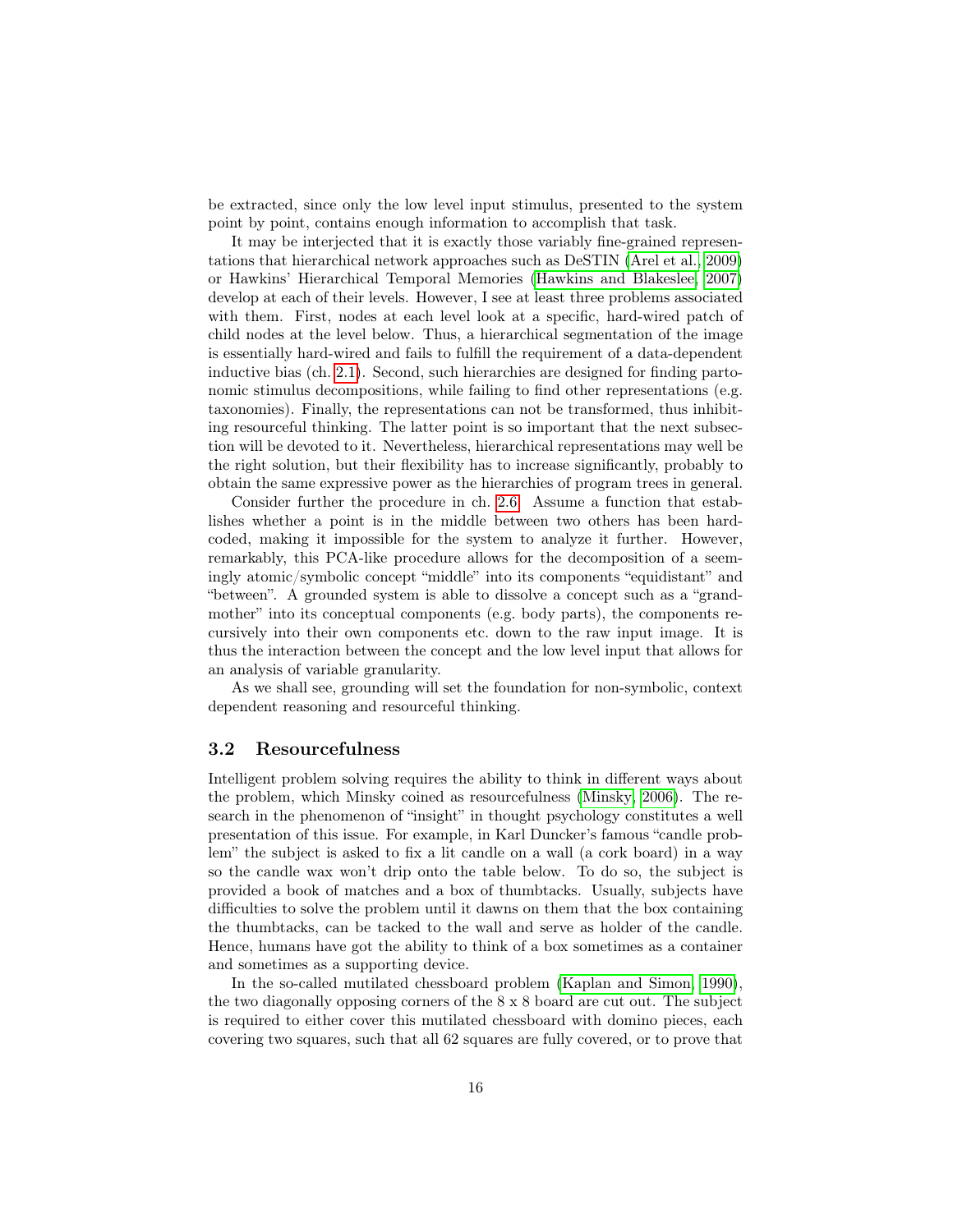be extracted, since only the low level input stimulus, presented to the system point by point, contains enough information to accomplish that task.

It may be interjected that it is exactly those variably fine-grained representations that hierarchical network approaches such as DeSTIN (Arel et al., 2009) or Hawkins' Hierarchical Temporal Memories (Hawkins and Blakeslee, 2007) develop at each of their levels. However, I see at least three problems associated with them. First, nodes at each level look at a specific, hard-wired patch of child nodes at the level below. Thus, a hierarchical segmentation of the image is essentially hard-wired and fails to fulfill the requirement of a data-dependent inductive bias (ch. 2.1). Second, such hierarchies are designed for finding partonomic stimulus decompositions, while failing to find other representations (e.g. taxonomies). Finally, the representations can not be transformed, thus inhibiting resourceful thinking. The latter point is so important that the next subsection will be devoted to it. Nevertheless, hierarchical representations may well be the right solution, but their flexibility has to increase significantly, probably to obtain the same expressive power as the hierarchies of program trees in general.

Consider further the procedure in ch. 2.6. Assume a function that establishes whether a point is in the middle between two others has been hardcoded, making it impossible for the system to analyze it further. However, remarkably, this PCA-like procedure allows for the decomposition of a seemingly atomic/symbolic concept "middle" into its components "equidistant" and "between". A grounded system is able to dissolve a concept such as a "grandmother" into its conceptual components (e.g. body parts), the components recursively into their own components etc. down to the raw input image. It is thus the interaction between the concept and the low level input that allows for an analysis of variable granularity.

As we shall see, grounding will set the foundation for non-symbolic, context dependent reasoning and resourceful thinking.

### 3.2 Resourcefulness

Intelligent problem solving requires the ability to think in different ways about the problem, which Minsky coined as resourcefulness (Minsky, 2006). The research in the phenomenon of "insight" in thought psychology constitutes a well presentation of this issue. For example, in Karl Duncker's famous "candle problem" the subject is asked to fix a lit candle on a wall (a cork board) in a way so the candle wax won't drip onto the table below. To do so, the subject is provided a book of matches and a box of thumbtacks. Usually, subjects have difficulties to solve the problem until it dawns on them that the box containing the thumbtacks, can be tacked to the wall and serve as holder of the candle. Hence, humans have got the ability to think of a box sometimes as a container and sometimes as a supporting device.

In the so-called mutilated chessboard problem (Kaplan and Simon, 1990), the two diagonally opposing corners of the 8 x 8 board are cut out. The subject is required to either cover this mutilated chessboard with domino pieces, each covering two squares, such that all 62 squares are fully covered, or to prove that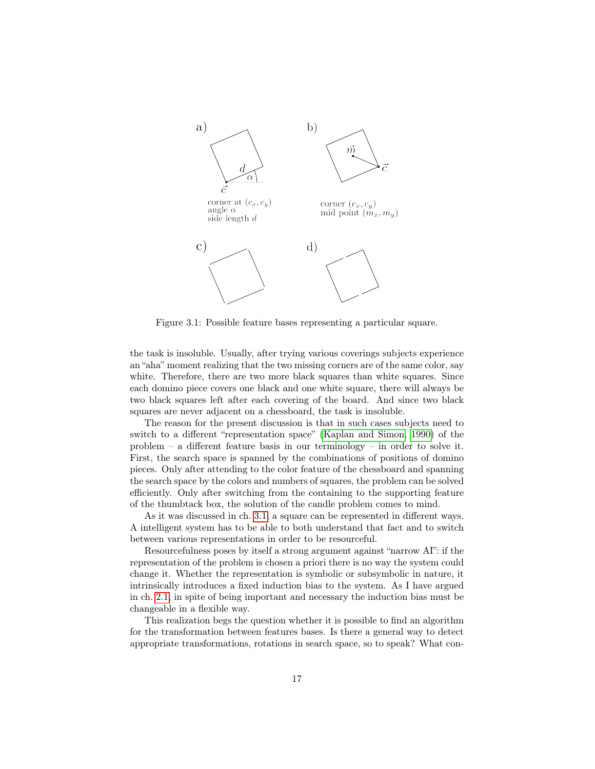a)

corner at $(c_x, c_y)$
angle $\alpha$
side length $d$

b)

corner $(c_x, c_y)$
mid point $(m_x, m_y)$

c)

d)

Figure 3.1: Possible feature bases representing a particular square.

the task is insoluble. Usually, after trying various coverings subjects experience an "aha" moment realizing that the two missing corners are of the same color, say white. Therefore, there are two more black squares than white squares. Since each domino piece covers one black and one white square, there will always be two black squares left after each covering of the board. And since two black squares are never adjacent on a chessboard, the task is insoluble.

The reason for the present discussion is that in such cases subjects need to switch to a different "representation space" (Kaplan and Simon, 1990) of the problem – a different feature basis in our terminology – in order to solve it. First, the search space is spanned by the combinations of positions of domino pieces. Only after attending to the color feature of the chessboard and spanning the search space by the colors and numbers of squares, the problem can be solved efficiently. Only after switching from the containing to the supporting feature of the thumbtack box, the solution of the candle problem comes to mind.

As it was discussed in ch. 3.1, a square can be represented in different ways. A intelligent system has to be able to both understand that fact and to switch between various representations in order to be resourceful.

Resourcefulness poses by itself a strong argument against "narrow AI": if the representation of the problem is chosen a priori there is no way the system could change it. Whether the representation is symbolic or subsymbolic in nature, it intrinsically introduces a fixed induction bias to the system. As I have argued in ch. 2.1, in spite of being important and necessary the induction bias must be changeable in a flexible way.

This realization begs the question whether it is possible to find an algorithm for the transformation between features bases. Is there a general way to detect appropriate transformations, rotations in search space, so to speak? What con-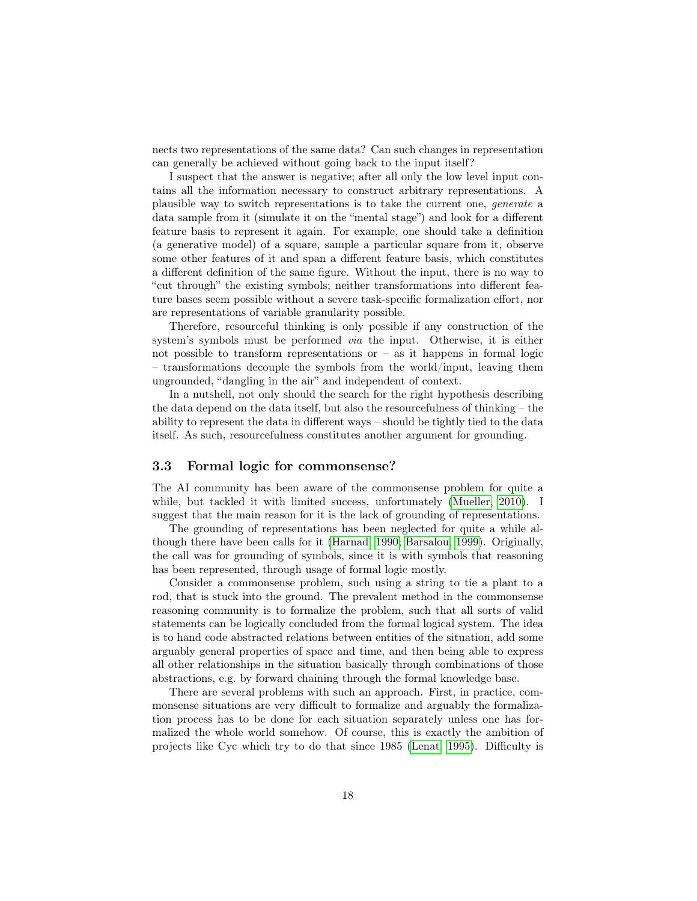nects two representations of the same data? Can such changes in representation can generally be achieved without going back to the input itself?

I suspect that the answer is negative; after all only the low level input contains all the information necessary to construct arbitrary representations. A plausible way to switch representations is to take the current one, *generate* a data sample from it (simulate it on the "mental stage") and look for a different feature basis to represent it again. For example, one should take a definition (a generative model) of a square, sample a particular square from it, observe some other features of it and span a different feature basis, which constitutes a different definition of the same figure. Without the input, there is no way to "cut through" the existing symbols; neither transformations into different feature bases seem possible without a severe task-specific formalization effort, nor are representations of variable granularity possible.

Therefore, resourceful thinking is only possible if any construction of the system's symbols must be performed *via* the input. Otherwise, it is either not possible to transform representations or – as it happens in formal logic – transformations decouple the symbols from the world/input, leaving them ungrounded, "dangling in the air" and independent of context.

In a nutshell, not only should the search for the right hypothesis describing the data depend on the data itself, but also the resourcefulness of thinking – the ability to represent the data in different ways – should be tightly tied to the data itself. As such, resourcefulness constitutes another argument for grounding.

### 3.3 Formal logic for commonsense?

The AI community has been aware of the commonsense problem for quite a while, but tackled it with limited success, unfortunately (Mueller, 2010). I suggest that the main reason for it is the lack of grounding of representations.

The grounding of representations has been neglected for quite a while although there have been calls for it (Harnad, 1990; Barsalou, 1999). Originally, the call was for grounding of symbols, since it is with symbols that reasoning has been represented, through usage of formal logic mostly.

Consider a commonsense problem, such using a string to tie a plant to a rod, that is stuck into the ground. The prevalent method in the commonsense reasoning community is to formalize the problem, such that all sorts of valid statements can be logically concluded from the formal logical system. The idea is to hand code abstracted relations between entities of the situation, add some arguably general properties of space and time, and then being able to express all other relationships in the situation basically through combinations of those abstractions, e.g. by forward chaining through the formal knowledge base.

There are several problems with such an approach. First, in practice, commonsense situations are very difficult to formalize and arguably the formalization process has to be done for each situation separately unless one has formalized the whole world somehow. Of course, this is exactly the ambition of projects like Cyc which try to do that since 1985 (Lenat, 1995). Difficulty is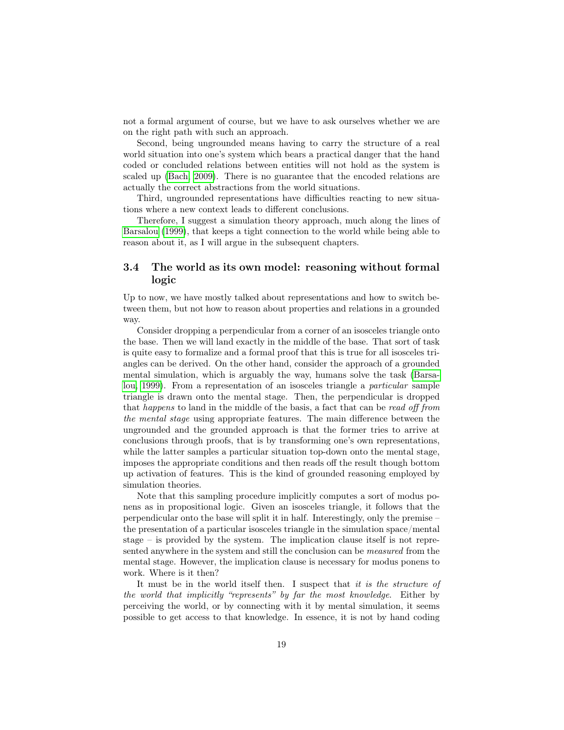not a formal argument of course, but we have to ask ourselves whether we are on the right path with such an approach.

Second, being ungrounded means having to carry the structure of a real world situation into one's system which bears a practical danger that the hand coded or concluded relations between entities will not hold as the system is scaled up (Bach, 2009). There is no guarantee that the encoded relations are actually the correct abstractions from the world situations.

Third, ungrounded representations have difficulties reacting to new situations where a new context leads to different conclusions.

Therefore, I suggest a simulation theory approach, much along the lines of Barsalou (1999), that keeps a tight connection to the world while being able to reason about it, as I will argue in the subsequent chapters.

### 3.4 The world as its own model: reasoning without formal logic

Up to now, we have mostly talked about representations and how to switch between them, but not how to reason about properties and relations in a grounded way.

Consider dropping a perpendicular from a corner of an isosceles triangle onto the base. Then we will land exactly in the middle of the base. That sort of task is quite easy to formalize and a formal proof that this is true for all isosceles triangles can be derived. On the other hand, consider the approach of a grounded mental simulation, which is arguably the way, humans solve the task (Barsalou, 1999). From a representation of an isosceles triangle a *particular* sample triangle is drawn onto the mental stage. Then, the perpendicular is dropped that *happens* to land in the middle of the basis, a fact that can be *read off from the mental stage* using appropriate features. The main difference between the ungrounded and the grounded approach is that the former tries to arrive at conclusions through proofs, that is by transforming one's own representations, while the latter samples a particular situation top-down onto the mental stage, imposes the appropriate conditions and then reads off the result though bottom up activation of features. This is the kind of grounded reasoning employed by simulation theories.

Note that this sampling procedure implicitly computes a sort of modus ponens as in propositional logic. Given an isosceles triangle, it follows that the perpendicular onto the base will split it in half. Interestingly, only the premise – the presentation of a particular isosceles triangle in the simulation space/mental stage – is provided by the system. The implication clause itself is not represented anywhere in the system and still the conclusion can be *measured* from the mental stage. However, the implication clause is necessary for modus ponens to work. Where is it then?

It must be in the world itself then. I suspect that *it is the structure of the world that implicitly "represents" by far the most knowledge*. Either by perceiving the world, or by connecting with it by mental simulation, it seems possible to get access to that knowledge. In essence, it is not by hand coding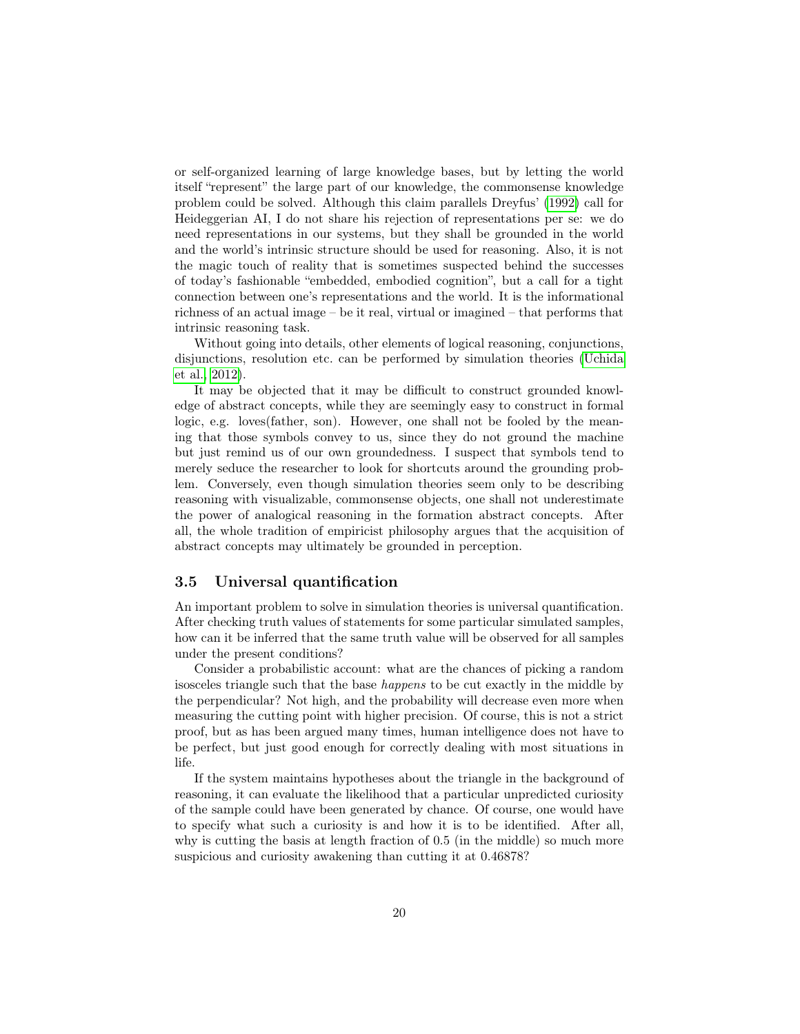or self-organized learning of large knowledge bases, but by letting the world itself "represent" the large part of our knowledge, the commonsense knowledge problem could be solved. Although this claim parallels Dreyfus' (1992) call for Heideggerian AI, I do not share his rejection of representations per se: we do need representations in our systems, but they shall be grounded in the world and the world's intrinsic structure should be used for reasoning. Also, it is not the magic touch of reality that is sometimes suspected behind the successes of today's fashionable "embedded, embodied cognition", but a call for a tight connection between one's representations and the world. It is the informational richness of an actual image – be it real, virtual or imagined – that performs that intrinsic reasoning task.

Without going into details, other elements of logical reasoning, conjunctions, disjunctions, resolution etc. can be performed by simulation theories (Uchida et al., 2012).

It may be objected that it may be difficult to construct grounded knowledge of abstract concepts, while they are seemingly easy to construct in formal logic, e.g. loves(father, son). However, one shall not be fooled by the meaning that those symbols convey to us, since they do not ground the machine but just remind us of our own groundedness. I suspect that symbols tend to merely seduce the researcher to look for shortcuts around the grounding problem. Conversely, even though simulation theories seem only to be describing reasoning with visualizable, commonsense objects, one shall not underestimate the power of analogical reasoning in the formation abstract concepts. After all, the whole tradition of empiricist philosophy argues that the acquisition of abstract concepts may ultimately be grounded in perception.

### 3.5 Universal quantification

An important problem to solve in simulation theories is universal quantification. After checking truth values of statements for some particular simulated samples, how can it be inferred that the same truth value will be observed for all samples under the present conditions?

Consider a probabilistic account: what are the chances of picking a random isosceles triangle such that the base *happens* to be cut exactly in the middle by the perpendicular? Not high, and the probability will decrease even more when measuring the cutting point with higher precision. Of course, this is not a strict proof, but as has been argued many times, human intelligence does not have to be perfect, but just good enough for correctly dealing with most situations in life.

If the system maintains hypotheses about the triangle in the background of reasoning, it can evaluate the likelihood that a particular unpredicted curiosity of the sample could have been generated by chance. Of course, one would have to specify what such a curiosity is and how it is to be identified. After all, why is cutting the basis at length fraction of 0.5 (in the middle) so much more suspicious and curiosity awakening than cutting it at 0.46878?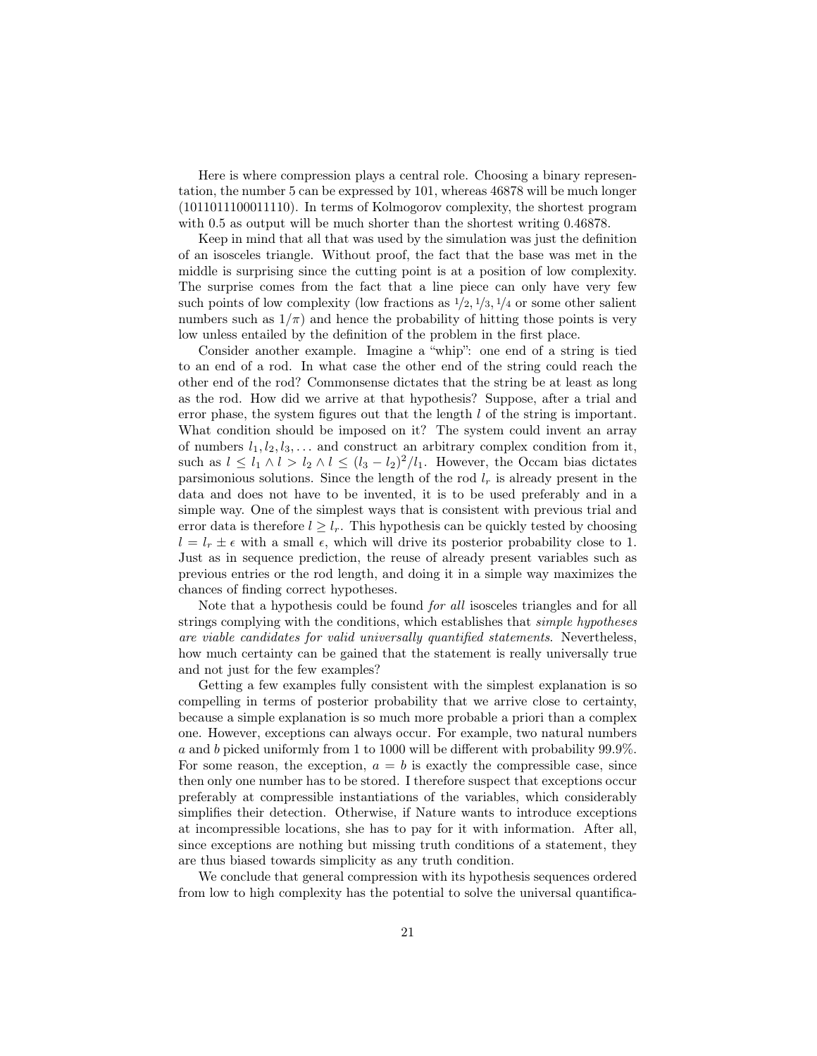Here is where compression plays a central role. Choosing a binary representation, the number 5 can be expressed by 101, whereas 46878 will be much longer (1011011100011110). In terms of Kolmogorov complexity, the shortest program with 0.5 as output will be much shorter than the shortest writing 0.46878.

Keep in mind that all that was used by the simulation was just the definition of an isosceles triangle. Without proof, the fact that the base was met in the middle is surprising since the cutting point is at a position of low complexity. The surprise comes from the fact that a line piece can only have very few such points of low complexity (low fractions as $1/2, 1/3, 1/4$ or some other salient numbers such as $1/\pi$) and hence the probability of hitting those points is very low unless entailed by the definition of the problem in the first place.

Consider another example. Imagine a "whip": one end of a string is tied to an end of a rod. In what case the other end of the string could reach the other end of the rod? Commonsense dictates that the string be at least as long as the rod. How did we arrive at that hypothesis? Suppose, after a trial and error phase, the system figures out that the length $l$ of the string is important. What condition should be imposed on it? The system could invent an array of numbers $l_1, l_2, l_3, \ldots$ and construct an arbitrary complex condition from it, such as $l \leq l_1 \wedge l > l_2 \wedge l \leq (l_3 - l_2)^2/l_1$. However, the Occam bias dictates parsimonious solutions. Since the length of the rod $l_r$ is already present in the data and does not have to be invented, it is to be used preferably and in a simple way. One of the simplest ways that is consistent with previous trial and error data is therefore $l \geq l_r$. This hypothesis can be quickly tested by choosing $l = l_r \pm \epsilon$ with a small $\epsilon$, which will drive its posterior probability close to 1. Just as in sequence prediction, the reuse of already present variables such as previous entries or the rod length, and doing it in a simple way maximizes the chances of finding correct hypotheses.

Note that a hypothesis could be found *for all* isosceles triangles and for all strings complying with the conditions, which establishes that *simple hypotheses are viable candidates for valid universally quantified statements*. Nevertheless, how much certainty can be gained that the statement is really universally true and not just for the few examples?

Getting a few examples fully consistent with the simplest explanation is so compelling in terms of posterior probability that we arrive close to certainty, because a simple explanation is so much more probable a priori than a complex one. However, exceptions can always occur. For example, two natural numbers $a$ and $b$ picked uniformly from 1 to 1000 will be different with probability 99.9%. For some reason, the exception, $a = b$ is exactly the compressible case, since then only one number has to be stored. I therefore suspect that exceptions occur preferably at compressible instantiations of the variables, which considerably simplifies their detection. Otherwise, if Nature wants to introduce exceptions at incompressible locations, she has to pay for it with information. After all, since exceptions are nothing but missing truth conditions of a statement, they are thus biased towards simplicity as any truth condition.

We conclude that general compression with its hypothesis sequences ordered from low to high complexity has the potential to solve the universal quantifica-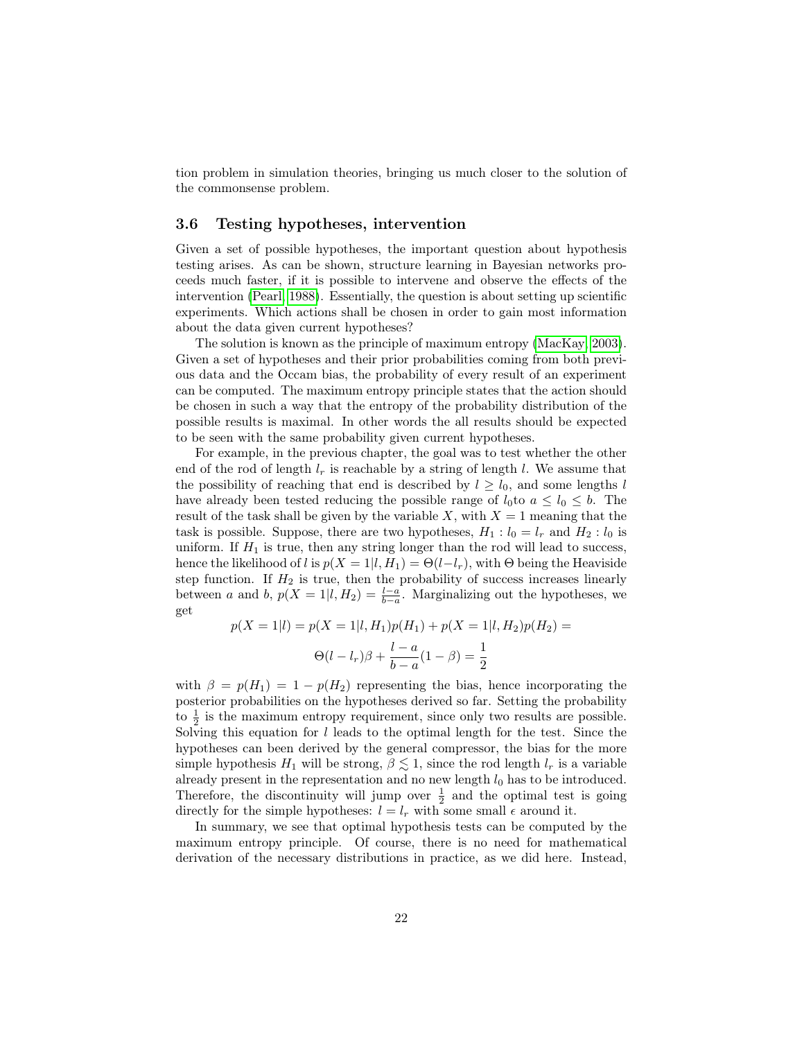tion problem in simulation theories, bringing us much closer to the solution of the commonsense problem.

### 3.6 Testing hypotheses, intervention

Given a set of possible hypotheses, the important question about hypothesis testing arises. As can be shown, structure learning in Bayesian networks proceeds much faster, if it is possible to intervene and observe the effects of the intervention (Pearl, 1988). Essentially, the question is about setting up scientific experiments. Which actions shall be chosen in order to gain most information about the data given current hypotheses?

The solution is known as the principle of maximum entropy (MacKay, 2003). Given a set of hypotheses and their prior probabilities coming from both previous data and the Occam bias, the probability of every result of an experiment can be computed. The maximum entropy principle states that the action should be chosen in such a way that the entropy of the probability distribution of the possible results is maximal. In other words the all results should be expected to be seen with the same probability given current hypotheses.

For example, in the previous chapter, the goal was to test whether the other end of the rod of length $l_r$ is reachable by a string of length $l$. We assume that the possibility of reaching that end is described by $l \geq l_0$, and some lengths $l$ have already been tested reducing the possible range of $l_0$to $a \leq l_0 \leq b$. The result of the task shall be given by the variable $X$, with $X = 1$ meaning that the task is possible. Suppose, there are two hypotheses, $H_1 : l_0 = l_r$ and $H_2 : l_0$ is uniform. If $H_1$ is true, then any string longer than the rod will lead to success, hence the likelihood of $l$ is $p(X = 1|l, H_1) = \Theta(l-l_r)$, with $\Theta$ being the Heaviside step function. If $H_2$ is true, then the probability of success increases linearly between $a$ and $b$, $p(X = 1|l, H_2) = \frac{l-a}{b-a}$. Marginalizing out the hypotheses, we get

$$p(X = 1|l) = p(X = 1|l, H_1)p(H_1) + p(X = 1|l, H_2)p(H_2) =$$

$$\Theta(l - l_r)\beta + \frac{l - a}{b - a}(1 - \beta) = \frac{1}{2}$$

with $\beta = p(H_1) = 1 - p(H_2)$ representing the bias, hence incorporating the posterior probabilities on the hypotheses derived so far. Setting the probability to $\frac{1}{2}$ is the maximum entropy requirement, since only two results are possible. Solving this equation for $l$ leads to the optimal length for the test. Since the hypotheses can been derived by the general compressor, the bias for the more simple hypothesis $H_1$ will be strong, $\beta \lesssim 1$, since the rod length $l_r$ is a variable already present in the representation and no new length $l_0$ has to be introduced. Therefore, the discontinuity will jump over $\frac{1}{2}$ and the optimal test is going directly for the simple hypotheses: $l = l_r$ with some small $\epsilon$ around it.

In summary, we see that optimal hypothesis tests can be computed by the maximum entropy principle. Of course, there is no need for mathematical derivation of the necessary distributions in practice, as we did here. Instead,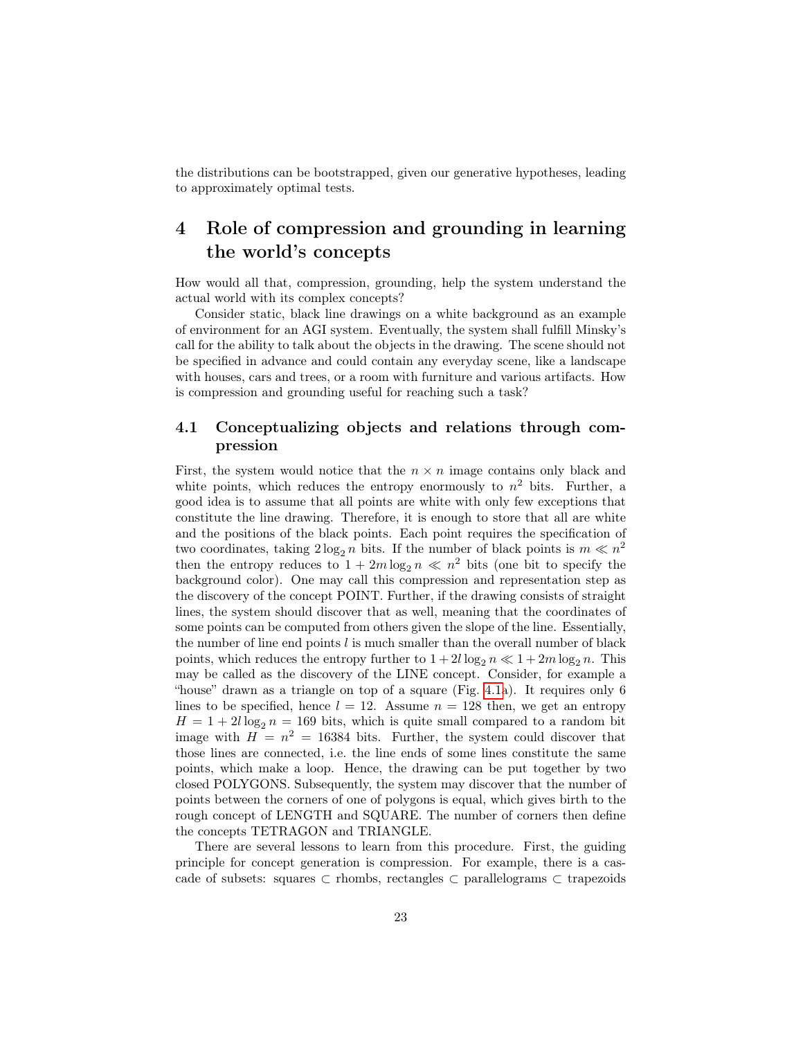the distributions can be bootstrapped, given our generative hypotheses, leading to approximately optimal tests.

# 4 Role of compression and grounding in learning the world's concepts

How would all that, compression, grounding, help the system understand the actual world with its complex concepts?

Consider static, black line drawings on a white background as an example of environment for an AGI system. Eventually, the system shall fulfill Minsky's call for the ability to talk about the objects in the drawing. The scene should not be specified in advance and could contain any everyday scene, like a landscape with houses, cars and trees, or a room with furniture and various artifacts. How is compression and grounding useful for reaching such a task?

## 4.1 Conceptualizing objects and relations through compression

First, the system would notice that the $n \times n$ image contains only black and white points, which reduces the entropy enormously to $n^2$ bits. Further, a good idea is to assume that all points are white with only few exceptions that constitute the line drawing. Therefore, it is enough to store that all are white and the positions of the black points. Each point requires the specification of two coordinates, taking $2\log_2 n$ bits. If the number of black points is $m \ll n^2$ then the entropy reduces to $1 + 2m\log_2 n \ll n^2$ bits (one bit to specify the background color). One may call this compression and representation step as the discovery of the concept POINT. Further, if the drawing consists of straight lines, the system should discover that as well, meaning that the coordinates of some points can be computed from others given the slope of the line. Essentially, the number of line end points $l$ is much smaller than the overall number of black points, which reduces the entropy further to $1 + 2l\log_2 n \ll 1 + 2m\log_2 n$. This may be called as the discovery of the LINE concept. Consider, for example a "house" drawn as a triangle on top of a square (Fig. 4.1a). It requires only 6 lines to be specified, hence $l = 12$. Assume $n = 128$ then, we get an entropy $H = 1 + 2l\log_2 n = 169$ bits, which is quite small compared to a random bit image with $H = n^2 = 16384$ bits. Further, the system could discover that those lines are connected, i.e. the line ends of some lines constitute the same points, which make a loop. Hence, the drawing can be put together by two closed POLYGONS. Subsequently, the system may discover that the number of points between the corners of one of polygons is equal, which gives birth to the rough concept of LENGTH and SQUARE. The number of corners then define the concepts TETRAGON and TRIANGLE.

There are several lessons to learn from this procedure. First, the guiding principle for concept generation is compression. For example, there is a cascade of subsets: squares $\subset$ rhombs, rectangles $\subset$ parallelograms $\subset$ trapezoids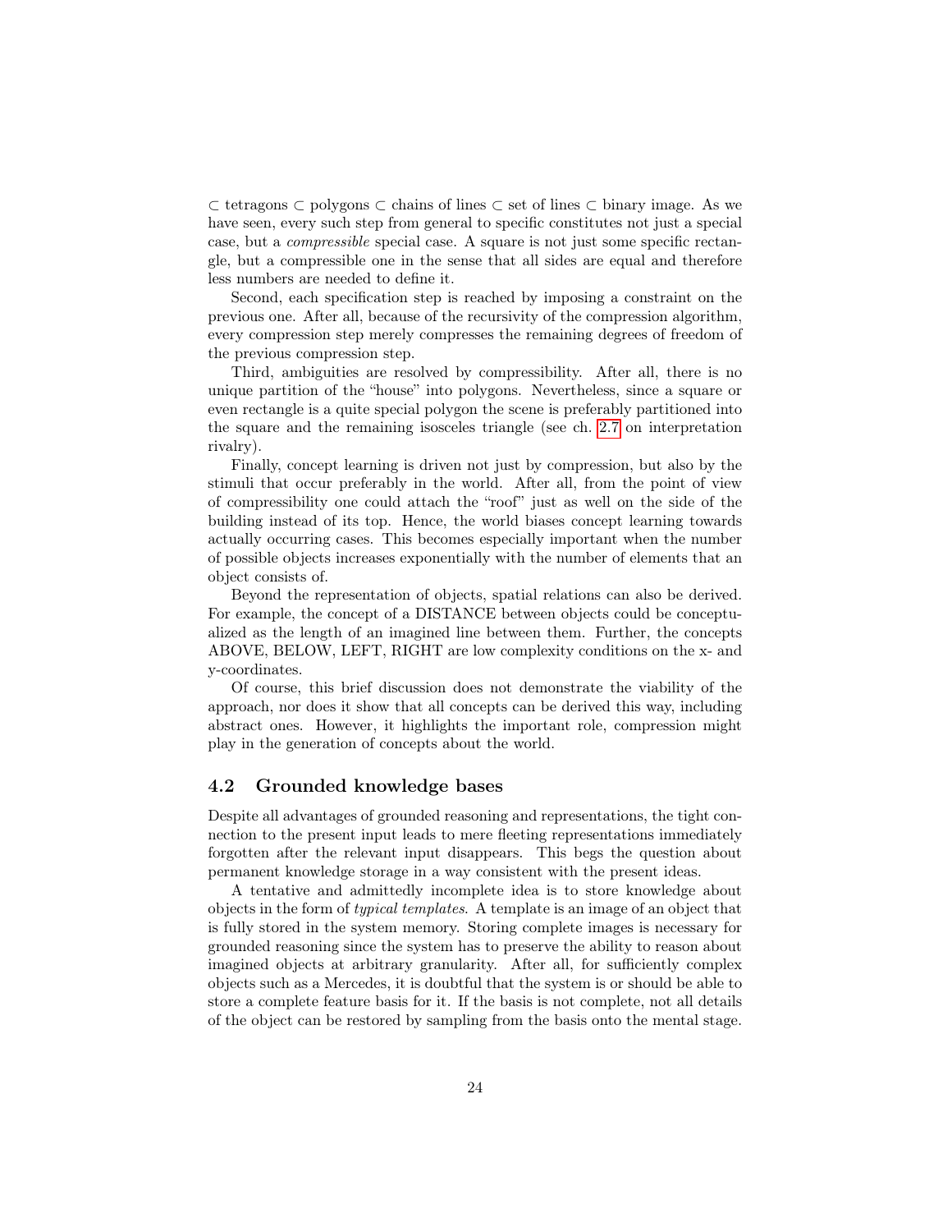$\subset$ tetragons $\subset$ polygons $\subset$ chains of lines $\subset$ set of lines $\subset$ binary image. As we have seen, every such step from general to specific constitutes not just a special case, but a *compressible* special case. A square is not just some specific rectangle, but a compressible one in the sense that all sides are equal and therefore less numbers are needed to define it.

Second, each specification step is reached by imposing a constraint on the previous one. After all, because of the recursivity of the compression algorithm, every compression step merely compresses the remaining degrees of freedom of the previous compression step.

Third, ambiguities are resolved by compressibility. After all, there is no unique partition of the "house" into polygons. Nevertheless, since a square or even rectangle is a quite special polygon the scene is preferably partitioned into the square and the remaining isosceles triangle (see ch. 2.7 on interpretation rivalry).

Finally, concept learning is driven not just by compression, but also by the stimuli that occur preferably in the world. After all, from the point of view of compressibility one could attach the "roof" just as well on the side of the building instead of its top. Hence, the world biases concept learning towards actually occurring cases. This becomes especially important when the number of possible objects increases exponentially with the number of elements that an object consists of.

Beyond the representation of objects, spatial relations can also be derived. For example, the concept of a DISTANCE between objects could be conceptualized as the length of an imagined line between them. Further, the concepts ABOVE, BELOW, LEFT, RIGHT are low complexity conditions on the x- and y-coordinates.

Of course, this brief discussion does not demonstrate the viability of the approach, nor does it show that all concepts can be derived this way, including abstract ones. However, it highlights the important role, compression might play in the generation of concepts about the world.

## 4.2 Grounded knowledge bases

Despite all advantages of grounded reasoning and representations, the tight connection to the present input leads to mere fleeting representations immediately forgotten after the relevant input disappears. This begs the question about permanent knowledge storage in a way consistent with the present ideas.

A tentative and admittedly incomplete idea is to store knowledge about objects in the form of *typical templates*. A template is an image of an object that is fully stored in the system memory. Storing complete images is necessary for grounded reasoning since the system has to preserve the ability to reason about imagined objects at arbitrary granularity. After all, for sufficiently complex objects such as a Mercedes, it is doubtful that the system is or should be able to store a complete feature basis for it. If the basis is not complete, not all details of the object can be restored by sampling from the basis onto the mental stage.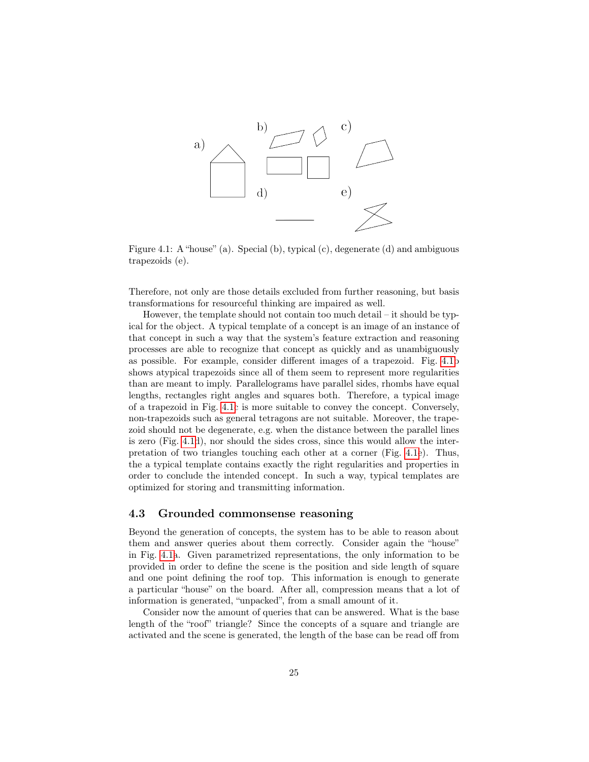Figure 4.1: A "house" (a). Special (b), typical (c), degenerate (d) and ambiguous trapezoids (e).

Therefore, not only are those details excluded from further reasoning, but basis transformations for resourceful thinking are impaired as well.

However, the template should not contain too much detail – it should be typical for the object. A typical template of a concept is an image of an instance of that concept in such a way that the system's feature extraction and reasoning processes are able to recognize that concept as quickly and as unambiguously as possible. For example, consider different images of a trapezoid. Fig. 4.1b shows atypical trapezoids since all of them seem to represent more regularities than are meant to imply. Parallelograms have parallel sides, rhombs have equal lengths, rectangles right angles and squares both. Therefore, a typical image of a trapezoid in Fig. 4.1c is more suitable to convey the concept. Conversely, non-trapezoids such as general tetragons are not suitable. Moreover, the trapezoid should not be degenerate, e.g. when the distance between the parallel lines is zero (Fig. 4.1d), nor should the sides cross, since this would allow the interpretation of two triangles touching each other at a corner (Fig. 4.1e). Thus, the a typical template contains exactly the right regularities and properties in order to conclude the intended concept. In such a way, typical templates are optimized for storing and transmitting information.

## 4.3 Grounded commonsense reasoning

Beyond the generation of concepts, the system has to be able to reason about them and answer queries about them correctly. Consider again the "house" in Fig. 4.1a. Given parametrized representations, the only information to be provided in order to define the scene is the position and side length of square and one point defining the roof top. This information is enough to generate a particular "house" on the board. After all, compression means that a lot of information is generated, "unpacked", from a small amount of it.

Consider now the amount of queries that can be answered. What is the base length of the "roof" triangle? Since the concepts of a square and triangle are activated and the scene is generated, the length of the base can be read off from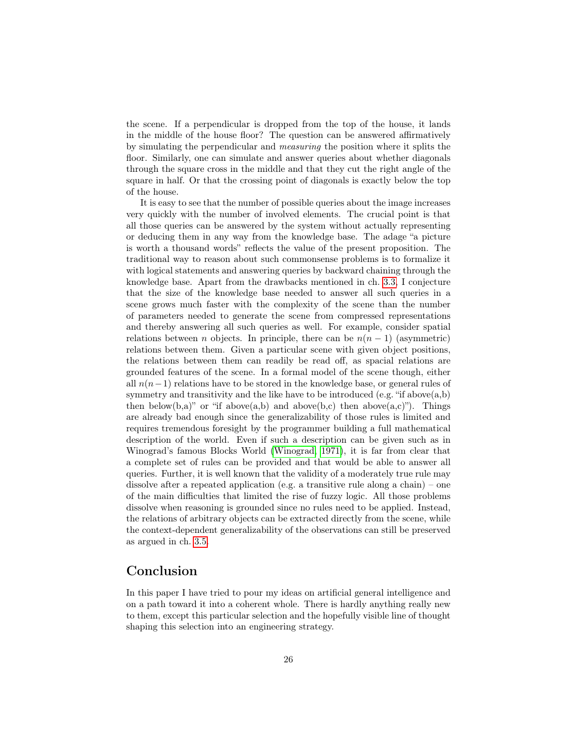the scene. If a perpendicular is dropped from the top of the house, it lands in the middle of the house floor? The question can be answered affirmatively by simulating the perpendicular and *measuring* the position where it splits the floor. Similarly, one can simulate and answer queries about whether diagonals through the square cross in the middle and that they cut the right angle of the square in half. Or that the crossing point of diagonals is exactly below the top of the house.

It is easy to see that the number of possible queries about the image increases very quickly with the number of involved elements. The crucial point is that all those queries can be answered by the system without actually representing or deducing them in any way from the knowledge base. The adage "a picture is worth a thousand words" reflects the value of the present proposition. The traditional way to reason about such commonsense problems is to formalize it with logical statements and answering queries by backward chaining through the knowledge base. Apart from the drawbacks mentioned in ch. 3.3, I conjecture that the size of the knowledge base needed to answer all such queries in a scene grows much faster with the complexity of the scene than the number of parameters needed to generate the scene from compressed representations and thereby answering all such queries as well. For example, consider spatial relations between $n$ objects. In principle, there can be $n(n-1)$ (asymmetric) relations between them. Given a particular scene with given object positions, the relations between them can readily be read off, as spacial relations are grounded features of the scene. In a formal model of the scene though, either all $n(n-1)$ relations have to be stored in the knowledge base, or general rules of symmetry and transitivity and the like have to be introduced (e.g. "if above(a,b) then below(b,a)" or "if above(a,b) and above(b,c) then above(a,c)"). Things are already bad enough since the generalizability of those rules is limited and requires tremendous foresight by the programmer building a full mathematical description of the world. Even if such a description can be given such as in Winograd's famous Blocks World (Winograd, 1971), it is far from clear that a complete set of rules can be provided and that would be able to answer all queries. Further, it is well known that the validity of a moderately true rule may dissolve after a repeated application (e.g. a transitive rule along a chain) – one of the main difficulties that limited the rise of fuzzy logic. All those problems dissolve when reasoning is grounded since no rules need to be applied. Instead, the relations of arbitrary objects can be extracted directly from the scene, while the context-dependent generalizability of the observations can still be preserved as argued in ch. 3.5.

# Conclusion

In this paper I have tried to pour my ideas on artificial general intelligence and on a path toward it into a coherent whole. There is hardly anything really new to them, except this particular selection and the hopefully visible line of thought shaping this selection into an engineering strategy.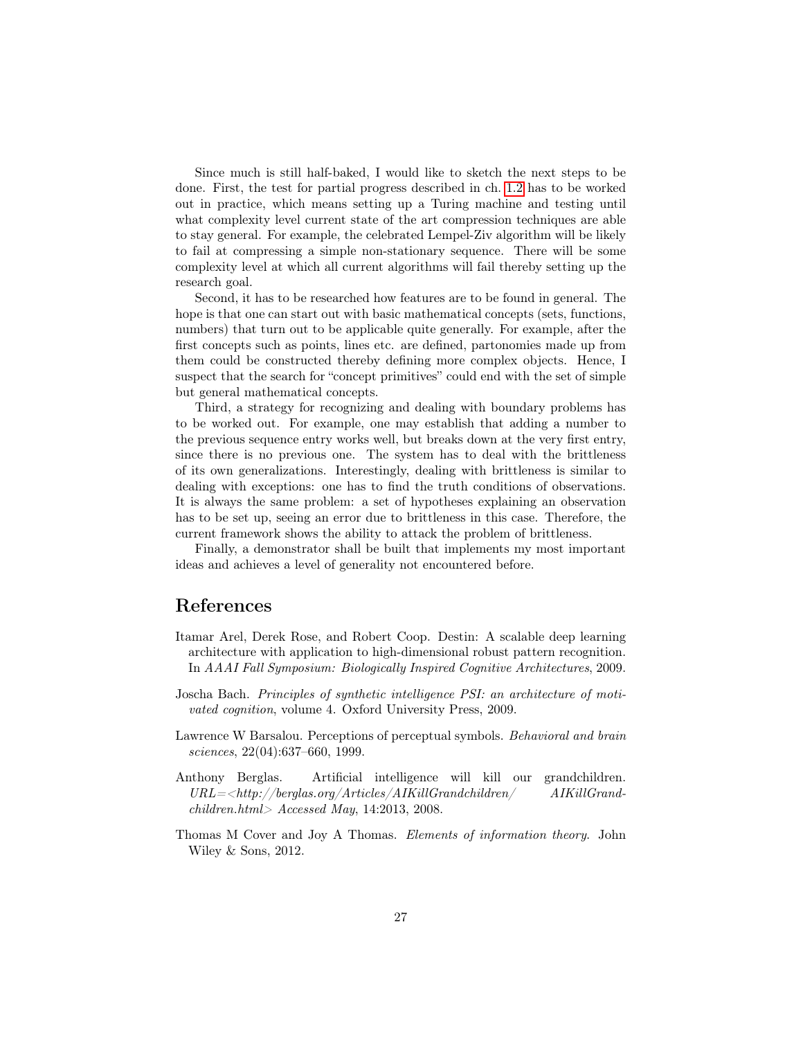Since much is still half-baked, I would like to sketch the next steps to be done. First, the test for partial progress described in ch. 1.2 has to be worked out in practice, which means setting up a Turing machine and testing until what complexity level current state of the art compression techniques are able to stay general. For example, the celebrated Lempel-Ziv algorithm will be likely to fail at compressing a simple non-stationary sequence. There will be some complexity level at which all current algorithms will fail thereby setting up the research goal.

Second, it has to be researched how features are to be found in general. The hope is that one can start out with basic mathematical concepts (sets, functions, numbers) that turn out to be applicable quite generally. For example, after the first concepts such as points, lines etc. are defined, partonomies made up from them could be constructed thereby defining more complex objects. Hence, I suspect that the search for "concept primitives" could end with the set of simple but general mathematical concepts.

Third, a strategy for recognizing and dealing with boundary problems has to be worked out. For example, one may establish that adding a number to the previous sequence entry works well, but breaks down at the very first entry, since there is no previous one. The system has to deal with the brittleness of its own generalizations. Interestingly, dealing with brittleness is similar to dealing with exceptions: one has to find the truth conditions of observations. It is always the same problem: a set of hypotheses explaining an observation has to be set up, seeing an error due to brittleness in this case. Therefore, the current framework shows the ability to attack the problem of brittleness.

Finally, a demonstrator shall be built that implements my most important ideas and achieves a level of generality not encountered before.

# References

Itamar Arel, Derek Rose, and Robert Coop. Destin: A scalable deep learning architecture with application to high-dimensional robust pattern recognition. In *AAAI Fall Symposium: Biologically Inspired Cognitive Architectures*, 2009.

Joscha Bach. *Principles of synthetic intelligence PSI: an architecture of motivated cognition*, volume 4. Oxford University Press, 2009.

Lawrence W Barsalou. Perceptions of perceptual symbols. *Behavioral and brain sciences*, 22(04):637–660, 1999.

Anthony Berglas. Artificial intelligence will kill our grandchildren. *URL=<http://berglas.org/Articles/AIKillGrandchildren/ AIKillGrandchildren.html> Accessed May*, 14:2013, 2008.

Thomas M Cover and Joy A Thomas. *Elements of information theory.* John Wiley & Sons, 2012.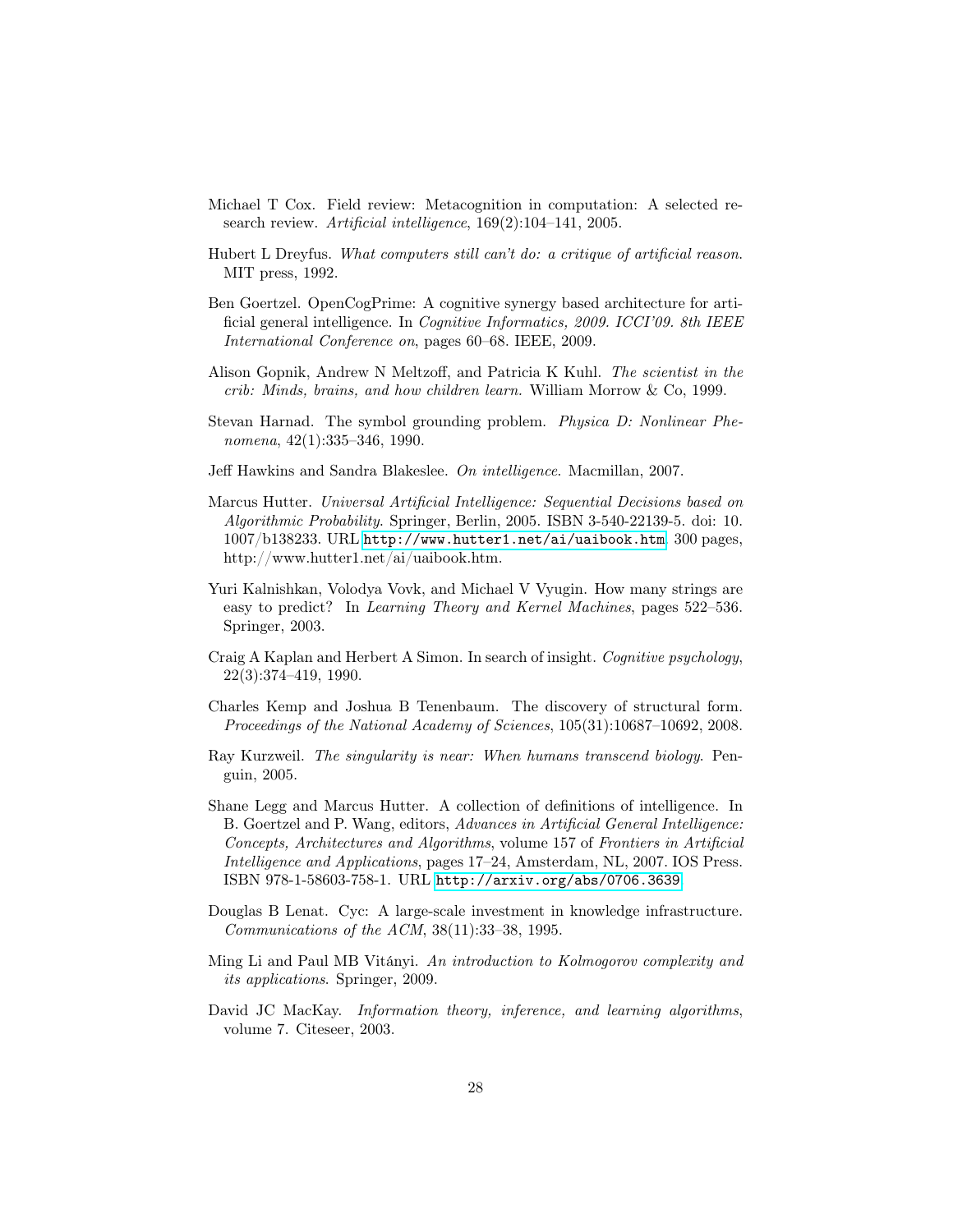Michael T Cox. Field review: Metacognition in computation: A selected research review. *Artificial intelligence*, 169(2):104–141, 2005.

Hubert L Dreyfus. *What computers still can't do: a critique of artificial reason*. MIT press, 1992.

Ben Goertzel. OpenCogPrime: A cognitive synergy based architecture for artificial general intelligence. In *Cognitive Informatics, 2009. ICCI'09. 8th IEEE International Conference on*, pages 60–68. IEEE, 2009.

Alison Gopnik, Andrew N Meltzoff, and Patricia K Kuhl. *The scientist in the crib: Minds, brains, and how children learn.* William Morrow & Co, 1999.

Stevan Harnad. The symbol grounding problem. *Physica D: Nonlinear Phenomena*, 42(1):335–346, 1990.

Jeff Hawkins and Sandra Blakeslee. *On intelligence*. Macmillan, 2007.

Marcus Hutter. *Universal Artificial Intelligence: Sequential Decisions based on Algorithmic Probability*. Springer, Berlin, 2005. ISBN 3-540-22139-5. doi: 10.1007/b138233. URL http://www.hutter1.net/ai/uaibook.htm. 300 pages, http://www.hutter1.net/ai/uaibook.htm.

Yuri Kalnishkan, Volodya Vovk, and Michael V Vyugin. How many strings are easy to predict? In *Learning Theory and Kernel Machines*, pages 522–536. Springer, 2003.

Craig A Kaplan and Herbert A Simon. In search of insight. *Cognitive psychology*, 22(3):374–419, 1990.

Charles Kemp and Joshua B Tenenbaum. The discovery of structural form. *Proceedings of the National Academy of Sciences*, 105(31):10687–10692, 2008.

Ray Kurzweil. *The singularity is near: When humans transcend biology*. Penguin, 2005.

Shane Legg and Marcus Hutter. A collection of definitions of intelligence. In B. Goertzel and P. Wang, editors, *Advances in Artificial General Intelligence: Concepts, Architectures and Algorithms*, volume 157 of *Frontiers in Artificial Intelligence and Applications*, pages 17–24, Amsterdam, NL, 2007. IOS Press. ISBN 978-1-58603-758-1. URL http://arxiv.org/abs/0706.3639.

Douglas B Lenat. Cyc: A large-scale investment in knowledge infrastructure. *Communications of the ACM*, 38(11):33–38, 1995.

Ming Li and Paul MB Vitányi. *An introduction to Kolmogorov complexity and its applications*. Springer, 2009.

David JC MacKay. *Information theory, inference, and learning algorithms*, volume 7. Citeseer, 2003.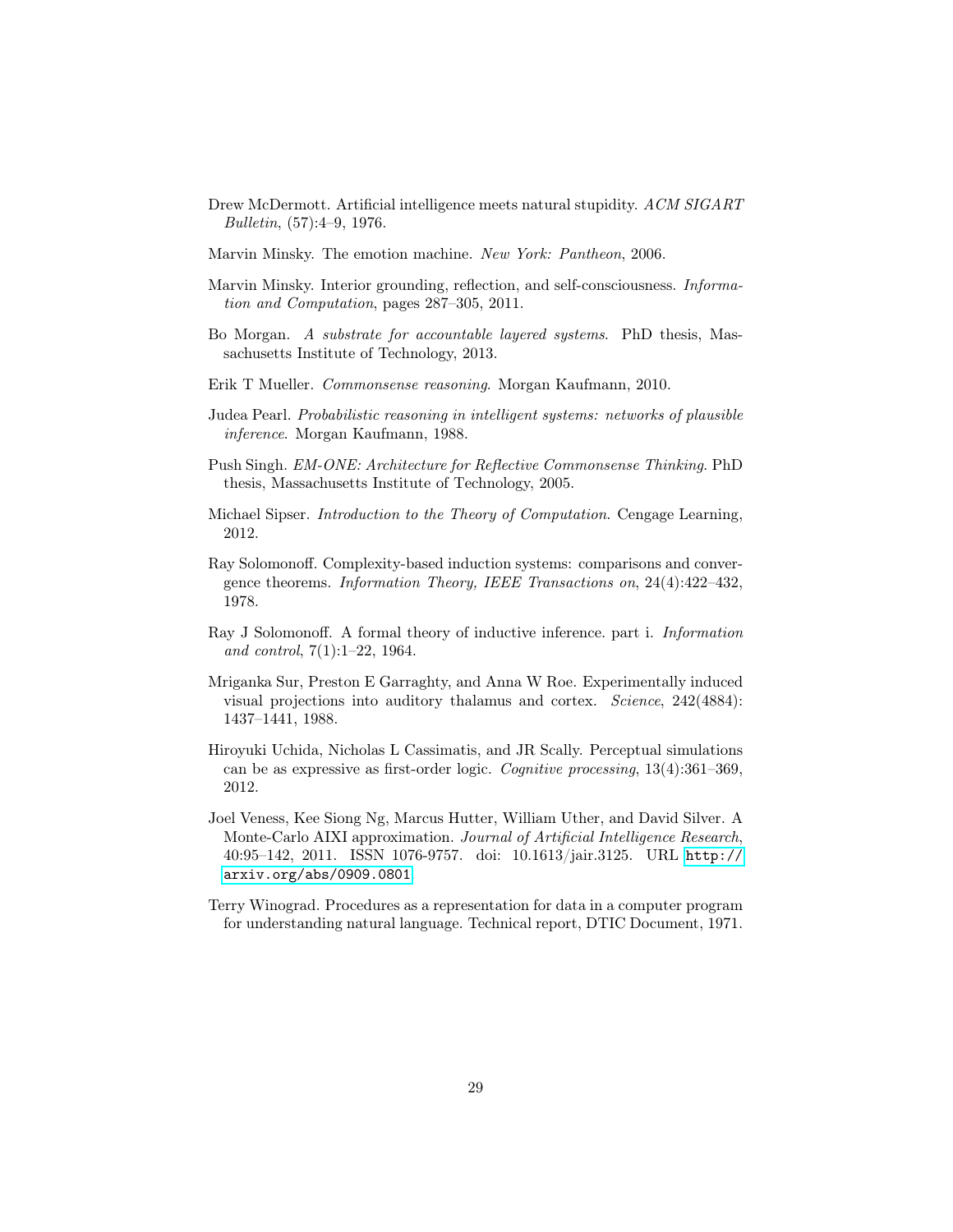Drew McDermott. Artificial intelligence meets natural stupidity. *ACM SIGART Bulletin*, (57):4–9, 1976.

Marvin Minsky. The emotion machine. *New York: Pantheon*, 2006.

Marvin Minsky. Interior grounding, reflection, and self-consciousness. *Information and Computation*, pages 287–305, 2011.

Bo Morgan. *A substrate for accountable layered systems*. PhD thesis, Massachusetts Institute of Technology, 2013.

Erik T Mueller. *Commonsense reasoning*. Morgan Kaufmann, 2010.

Judea Pearl. *Probabilistic reasoning in intelligent systems: networks of plausible inference*. Morgan Kaufmann, 1988.

Push Singh. *EM-ONE: Architecture for Reflective Commonsense Thinking*. PhD thesis, Massachusetts Institute of Technology, 2005.

Michael Sipser. *Introduction to the Theory of Computation*. Cengage Learning, 2012.

Ray Solomonoff. Complexity-based induction systems: comparisons and convergence theorems. *Information Theory, IEEE Transactions on*, 24(4):422–432, 1978.

Ray J Solomonoff. A formal theory of inductive inference. part i. *Information and control*, 7(1):1–22, 1964.

Mriganka Sur, Preston E Garraghty, and Anna W Roe. Experimentally induced visual projections into auditory thalamus and cortex. *Science*, 242(4884): 1437–1441, 1988.

Hiroyuki Uchida, Nicholas L Cassimatis, and JR Scally. Perceptual simulations can be as expressive as first-order logic. *Cognitive processing*, 13(4):361–369, 2012.

Joel Veness, Kee Siong Ng, Marcus Hutter, William Uther, and David Silver. A Monte-Carlo AIXI approximation. *Journal of Artificial Intelligence Research*, 40:95–142, 2011. ISSN 1076-9757. doi: 10.1613/jair.3125. URL `http://arxiv.org/abs/0909.0801`.

Terry Winograd. Procedures as a representation for data in a computer program for understanding natural language. Technical report, DTIC Document, 1971.